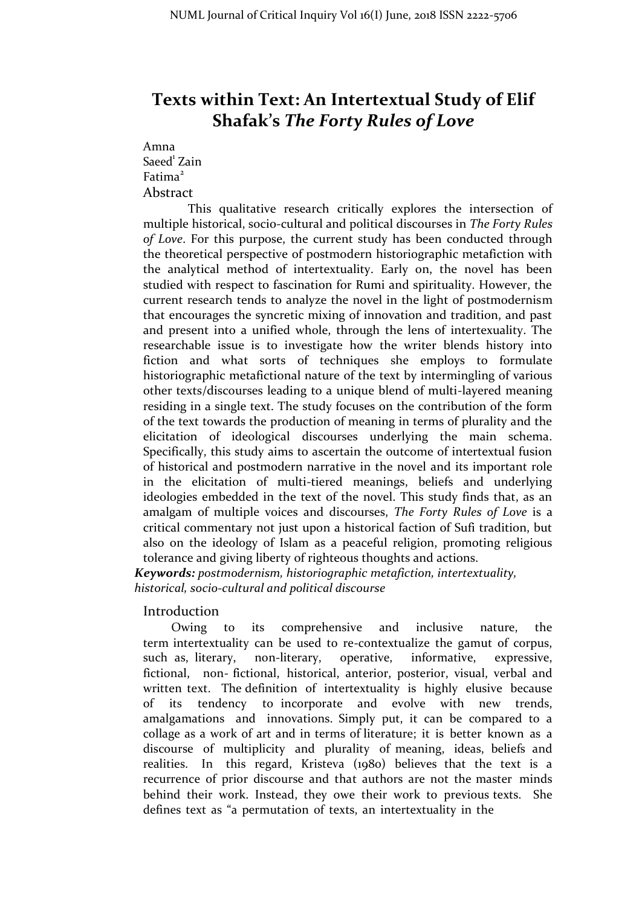# Texts within Text: An Intertextual Study of Elif Shafak's *The Forty Rules of Love*

Amna
Saeed[1] Zain
Fatima[2]

## Abstract

This qualitative research critically explores the intersection of multiple historical, socio-cultural and political discourses in *The Forty Rules of Love*. For this purpose, the current study has been conducted through the theoretical perspective of postmodern historiographic metafiction with the analytical method of intertextuality. Early on, the novel has been studied with respect to fascination for Rumi and spirituality. However, the current research tends to analyze the novel in the light of postmodernism that encourages the syncretic mixing of innovation and tradition, and past and present into a unified whole, through the lens of intertexuality. The researchable issue is to investigate how the writer blends history into fiction and what sorts of techniques she employs to formulate historiographic metafictional nature of the text by intermingling of various other texts/discourses leading to a unique blend of multi-layered meaning residing in a single text. The study focuses on the contribution of the form of the text towards the production of meaning in terms of plurality and the elicitation of ideological discourses underlying the main schema. Specifically, this study aims to ascertain the outcome of intertextual fusion of historical and postmodern narrative in the novel and its important role in the elicitation of multi-tiered meanings, beliefs and underlying ideologies embedded in the text of the novel. This study finds that, as an amalgam of multiple voices and discourses, *The Forty Rules of Love* is a critical commentary not just upon a historical faction of Sufi tradition, but also on the ideology of Islam as a peaceful religion, promoting religious tolerance and giving liberty of righteous thoughts and actions.

***Keywords:*** *postmodernism, historiographic metafiction, intertextuality, historical, socio-cultural and political discourse*

## Introduction

Owing to its comprehensive and inclusive nature, the term intertextuality can be used to re-contextualize the gamut of corpus, such as, literary, non-literary, operative, informative, expressive, fictional, non- fictional, historical, anterior, posterior, visual, verbal and written text. The definition of intertextuality is highly elusive because of its tendency to incorporate and evolve with new trends, amalgamations and innovations. Simply put, it can be compared to a collage as a work of art and in terms of literature; it is better known as a discourse of multiplicity and plurality of meaning, ideas, beliefs and realities. In this regard, Kristeva (1980) believes that the text is a recurrence of prior discourse and that authors are not the master minds behind their work. Instead, they owe their work to previous texts. She defines text as "a permutation of texts, an intertextuality in the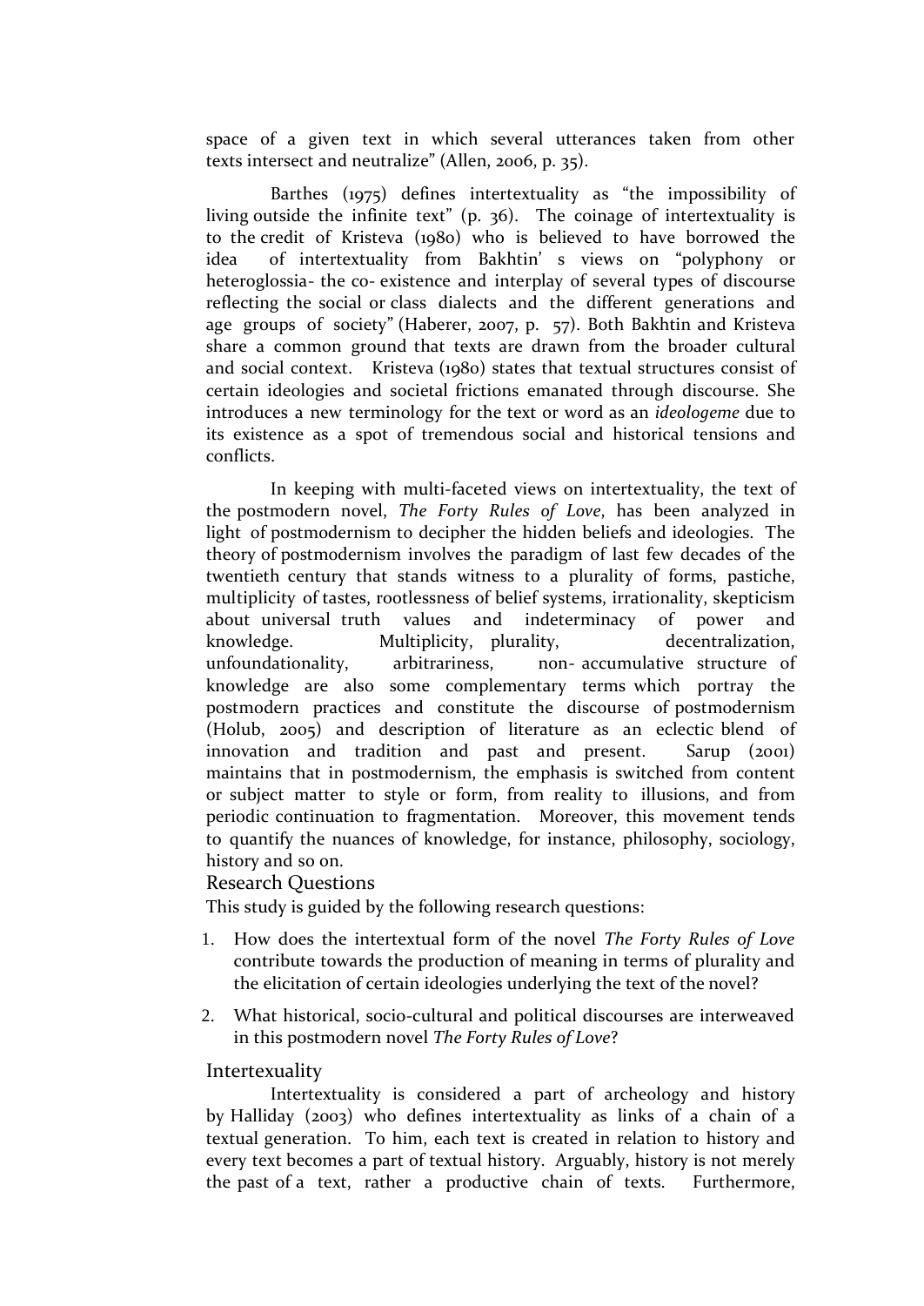space of a given text in which several utterances taken from other texts intersect and neutralize" (Allen, 2006, p. 35).

Barthes (1975) defines intertextuality as "the impossibility of living outside the infinite text" (p. 36). The coinage of intertextuality is to the credit of Kristeva (1980) who is believed to have borrowed the idea of intertextuality from Bakhtin' s views on "polyphony or heteroglossia- the co- existence and interplay of several types of discourse reflecting the social or class dialects and the different generations and age groups of society" (Haberer, 2007, p. 57). Both Bakhtin and Kristeva share a common ground that texts are drawn from the broader cultural and social context. Kristeva (1980) states that textual structures consist of certain ideologies and societal frictions emanated through discourse. She introduces a new terminology for the text or word as an *ideologeme* due to its existence as a spot of tremendous social and historical tensions and conflicts.

In keeping with multi-faceted views on intertextuality, the text of the postmodern novel, *The Forty Rules of Love*, has been analyzed in light of postmodernism to decipher the hidden beliefs and ideologies. The theory of postmodernism involves the paradigm of last few decades of the twentieth century that stands witness to a plurality of forms, pastiche, multiplicity of tastes, rootlessness of belief systems, irrationality, skepticism about universal truth values and indeterminacy of power and knowledge. Multiplicity, plurality, decentralization, unfoundationality, arbitrariness, non- accumulative structure of knowledge are also some complementary terms which portray the postmodern practices and constitute the discourse of postmodernism (Holub, 2005) and description of literature as an eclectic blend of innovation and tradition and past and present. Sarup (2001) maintains that in postmodernism, the emphasis is switched from content or subject matter to style or form, from reality to illusions, and from periodic continuation to fragmentation. Moreover, this movement tends to quantify the nuances of knowledge, for instance, philosophy, sociology, history and so on.

## Research Questions

This study is guided by the following research questions:

1. How does the intertextual form of the novel *The Forty Rules of Love* contribute towards the production of meaning in terms of plurality and the elicitation of certain ideologies underlying the text of the novel?
2. What historical, socio-cultural and political discourses are interweaved in this postmodern novel *The Forty Rules of Love*?

## Intertexuality

Intertextuality is considered a part of archeology and history by Halliday (2003) who defines intertextuality as links of a chain of a textual generation. To him, each text is created in relation to history and every text becomes a part of textual history. Arguably, history is not merely the past of a text, rather a productive chain of texts. Furthermore,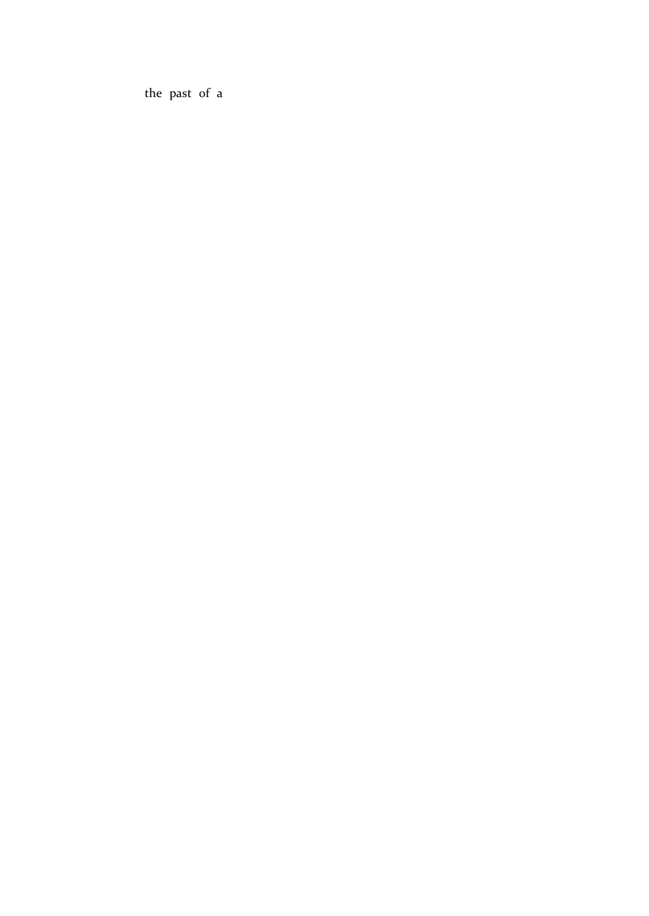the past of a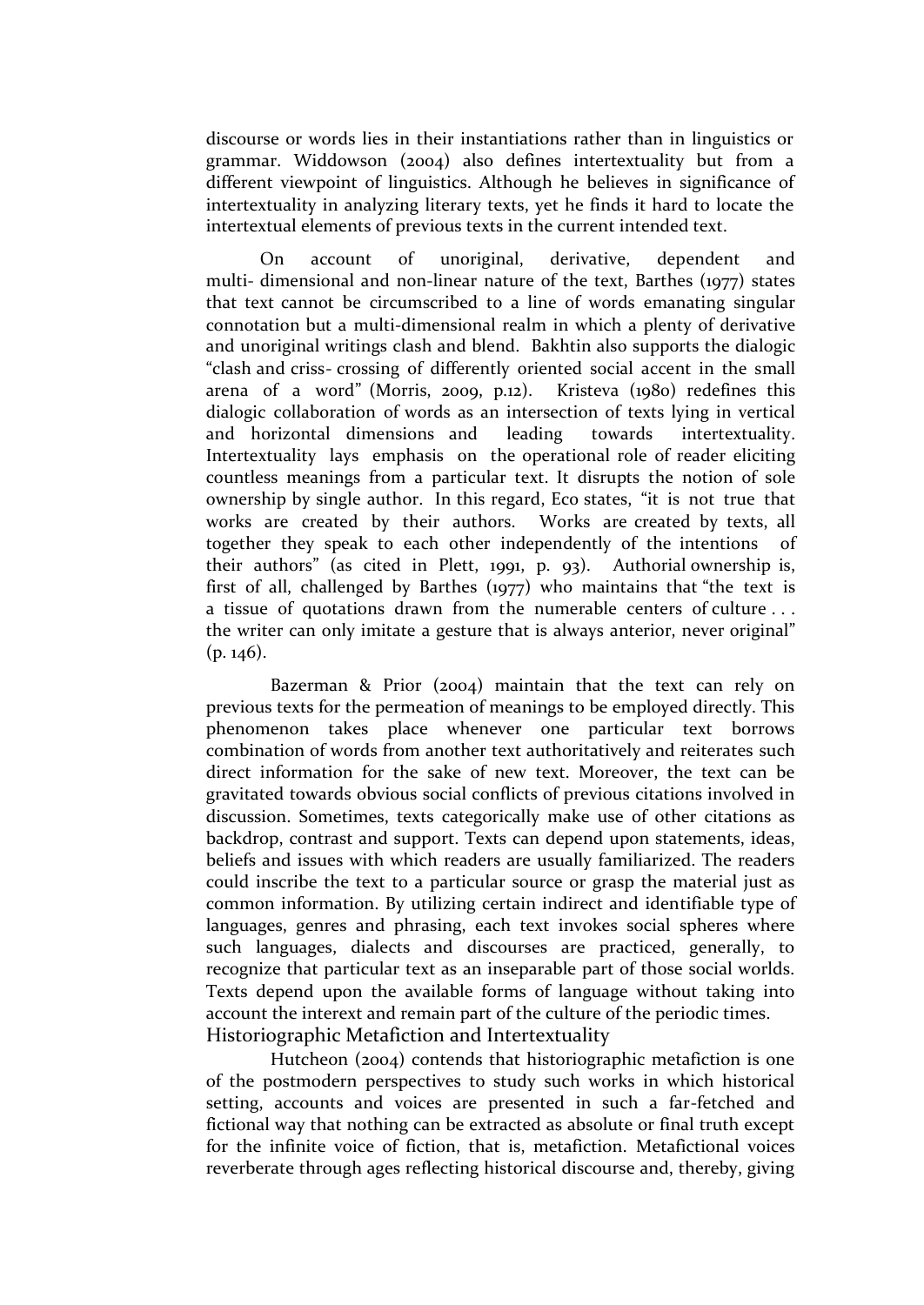discourse or words lies in their instantiations rather than in linguistics or grammar. Widdowson (2004) also defines intertextuality but from a different viewpoint of linguistics. Although he believes in significance of intertextuality in analyzing literary texts, yet he finds it hard to locate the intertextual elements of previous texts in the current intended text.

On account of unoriginal, derivative, dependent and multi- dimensional and non-linear nature of the text, Barthes (1977) states that text cannot be circumscribed to a line of words emanating singular connotation but a multi-dimensional realm in which a plenty of derivative and unoriginal writings clash and blend. Bakhtin also supports the dialogic "clash and criss- crossing of differently oriented social accent in the small arena of a word" (Morris, 2009, p.12). Kristeva (1980) redefines this dialogic collaboration of words as an intersection of texts lying in vertical and horizontal dimensions and leading towards intertextuality. Intertextuality lays emphasis on the operational role of reader eliciting countless meanings from a particular text. It disrupts the notion of sole ownership by single author. In this regard, Eco states, "it is not true that works are created by their authors. Works are created by texts, all together they speak to each other independently of the intentions of their authors" (as cited in Plett, 1991, p. 93). Authorial ownership is, first of all, challenged by Barthes (1977) who maintains that "the text is a tissue of quotations drawn from the numerable centers of culture . . . the writer can only imitate a gesture that is always anterior, never original" (p. 146).

Bazerman & Prior (2004) maintain that the text can rely on previous texts for the permeation of meanings to be employed directly. This phenomenon takes place whenever one particular text borrows combination of words from another text authoritatively and reiterates such direct information for the sake of new text. Moreover, the text can be gravitated towards obvious social conflicts of previous citations involved in discussion. Sometimes, texts categorically make use of other citations as backdrop, contrast and support. Texts can depend upon statements, ideas, beliefs and issues with which readers are usually familiarized. The readers could inscribe the text to a particular source or grasp the material just as common information. By utilizing certain indirect and identifiable type of languages, genres and phrasing, each text invokes social spheres where such languages, dialects and discourses are practiced, generally, to recognize that particular text as an inseparable part of those social worlds. Texts depend upon the available forms of language without taking into account the interext and remain part of the culture of the periodic times.

## Historiographic Metafiction and Intertextuality

Hutcheon (2004) contends that historiographic metafiction is one of the postmodern perspectives to study such works in which historical setting, accounts and voices are presented in such a far-fetched and fictional way that nothing can be extracted as absolute or final truth except for the infinite voice of fiction, that is, metafiction. Metafictional voices reverberate through ages reflecting historical discourse and, thereby, giving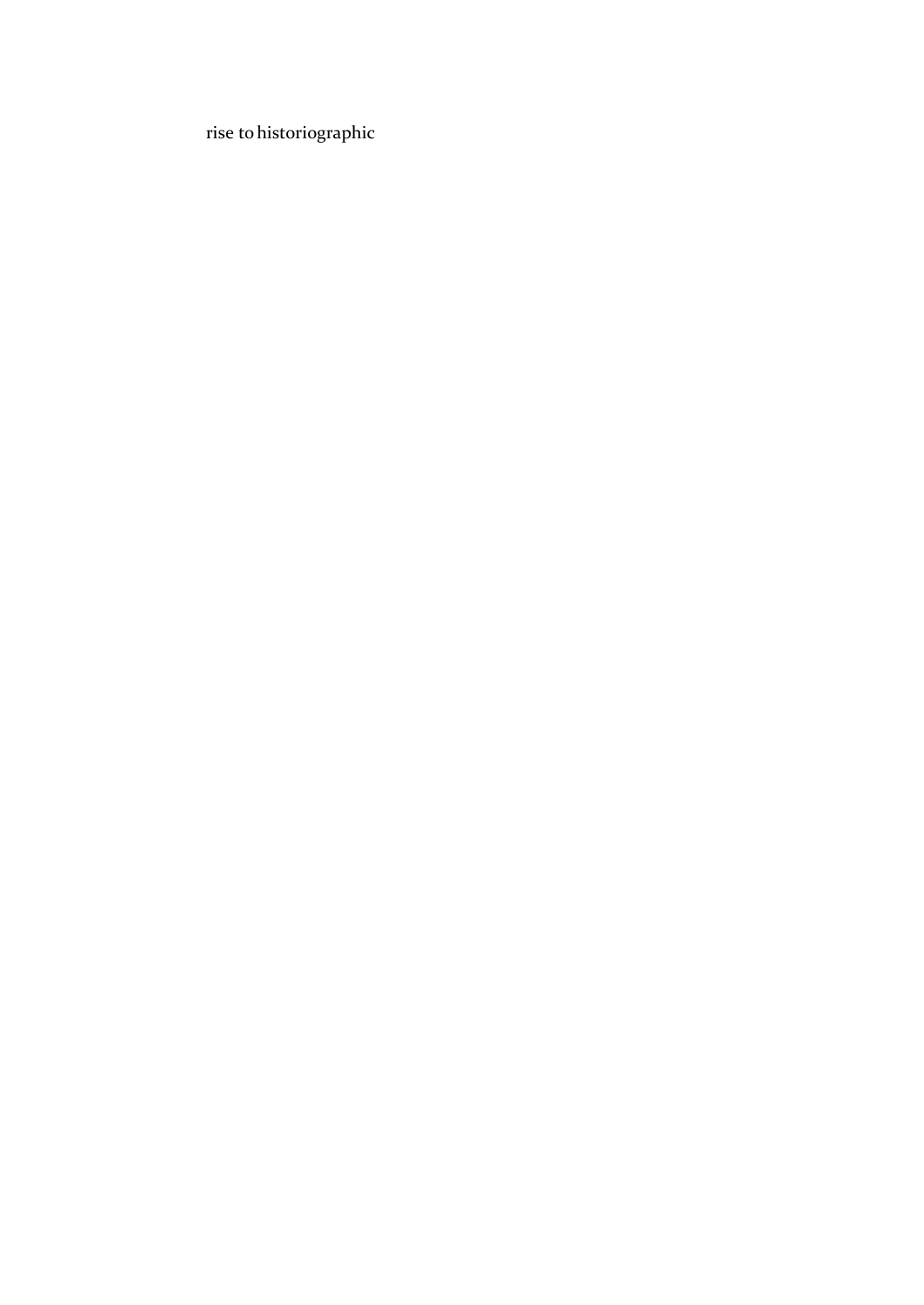rise to historiographic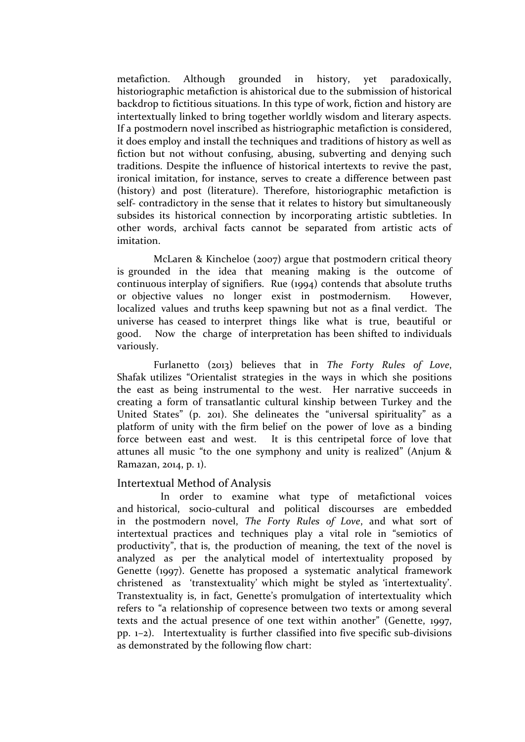metafiction. Although grounded in history, yet paradoxically, historiographic metafiction is ahistorical due to the submission of historical backdrop to fictitious situations. In this type of work, fiction and history are intertextually linked to bring together worldly wisdom and literary aspects. If a postmodern novel inscribed as histriographic metafiction is considered, it does employ and install the techniques and traditions of history as well as fiction but not without confusing, abusing, subverting and denying such traditions. Despite the influence of historical intertexts to revive the past, ironical imitation, for instance, serves to create a difference between past (history) and post (literature). Therefore, historiographic metafiction is self- contradictory in the sense that it relates to history but simultaneously subsides its historical connection by incorporating artistic subtleties. In other words, archival facts cannot be separated from artistic acts of imitation.

McLaren & Kincheloe (2007) argue that postmodern critical theory is grounded in the idea that meaning making is the outcome of continuous interplay of signifiers. Rue (1994) contends that absolute truths or objective values no longer exist in postmodernism. However, localized values and truths keep spawning but not as a final verdict. The universe has ceased to interpret things like what is true, beautiful or good. Now the charge of interpretation has been shifted to individuals variously.

Furlanetto (2013) believes that in *The Forty Rules of Love*, Shafak utilizes "Orientalist strategies in the ways in which she positions the east as being instrumental to the west. Her narrative succeeds in creating a form of transatlantic cultural kinship between Turkey and the United States" (p. 201). She delineates the "universal spirituality" as a platform of unity with the firm belief on the power of love as a binding force between east and west. It is this centripetal force of love that attunes all music "to the one symphony and unity is realized" (Anjum & Ramazan, 2014, p. 1).

## Intertextual Method of Analysis

In order to examine what type of metafictional voices and historical, socio-cultural and political discourses are embedded in the postmodern novel, *The Forty Rules of Love*, and what sort of intertextual practices and techniques play a vital role in "semiotics of productivity", that is, the production of meaning, the text of the novel is analyzed as per the analytical model of intertextuality proposed by Genette (1997). Genette has proposed a systematic analytical framework christened as 'transtextuality' which might be styled as 'intertextuality'. Transtextuality is, in fact, Genette's promulgation of intertextuality which refers to "a relationship of copresence between two texts or among several texts and the actual presence of one text within another" (Genette, 1997, pp. 1–2). Intertextuality is further classified into five specific sub-divisions as demonstrated by the following flow chart: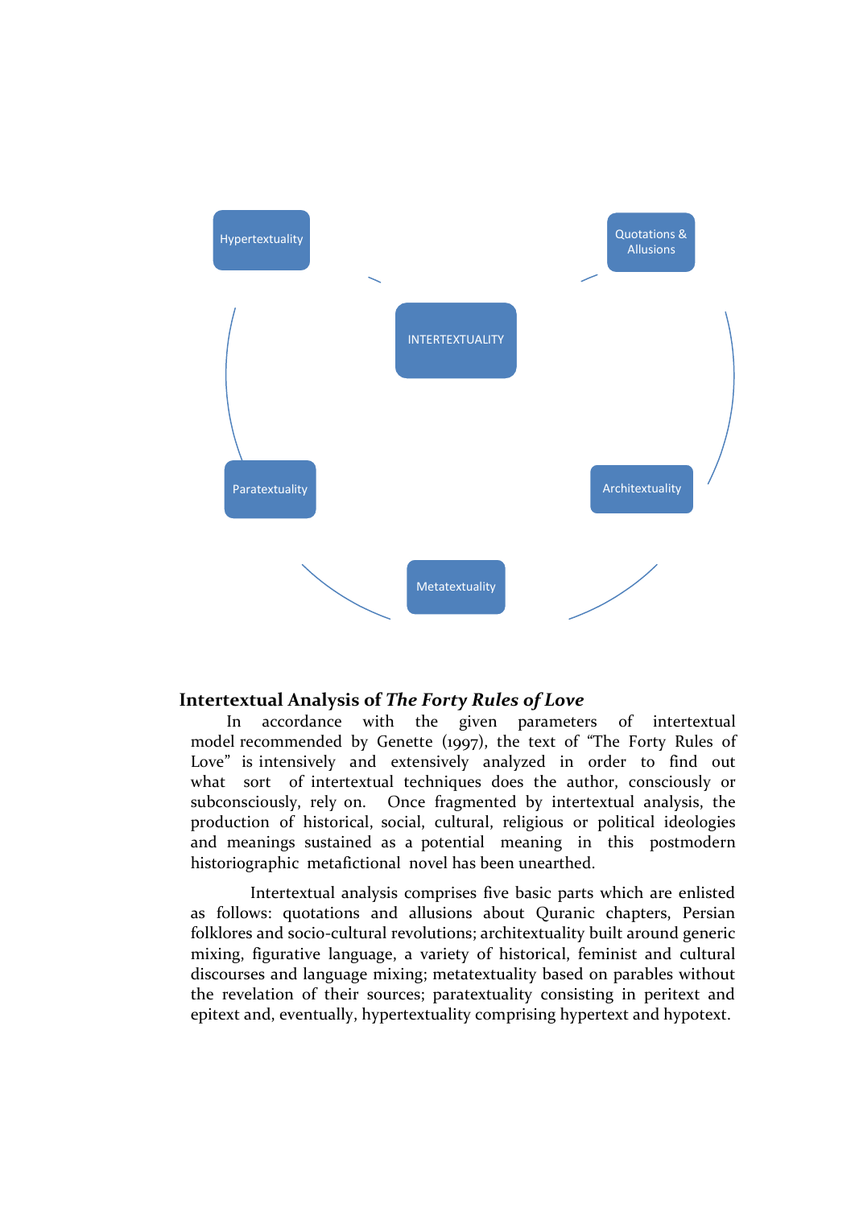Hypertextuality

Quotations & Allusions

INTERTEXTUALITY

Paratextuality

Architextuality

Metatextuality

## Intertextual Analysis of *The Forty Rules of Love*

In accordance with the given parameters of intertextual model recommended by Genette (1997), the text of "The Forty Rules of Love" is intensively and extensively analyzed in order to find out what sort of intertextual techniques does the author, consciously or subconsciously, rely on. Once fragmented by intertextual analysis, the production of historical, social, cultural, religious or political ideologies and meanings sustained as a potential meaning in this postmodern historiographic metafictional novel has been unearthed.

Intertextual analysis comprises five basic parts which are enlisted as follows: quotations and allusions about Quranic chapters, Persian folklores and socio-cultural revolutions; architextuality built around generic mixing, figurative language, a variety of historical, feminist and cultural discourses and language mixing; metatextuality based on parables without the revelation of their sources; paratextuality consisting in peritext and epitext and, eventually, hypertextuality comprising hypertext and hypotext.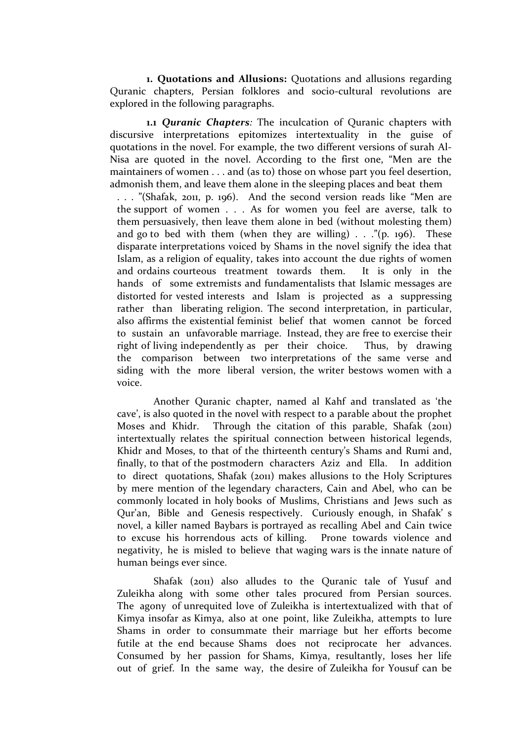**1. Quotations and Allusions:** Quotations and allusions regarding Quranic chapters, Persian folklores and socio-cultural revolutions are explored in the following paragraphs.

**1.1** ***Quranic Chapters****:* The inculcation of Quranic chapters with discursive interpretations epitomizes intertextuality in the guise of quotations in the novel. For example, the two different versions of surah Al-Nisa are quoted in the novel. According to the first one, "Men are the maintainers of women . . . and (as to) those on whose part you feel desertion, admonish them, and leave them alone in the sleeping places and beat them . . . "(Shafak, 2011, p. 196). And the second version reads like "Men are the support of women . . . As for women you feel are averse, talk to them persuasively, then leave them alone in bed (without molesting them) and go to bed with them (when they are willing) . . ."(p. 196). These disparate interpretations voiced by Shams in the novel signify the idea that Islam, as a religion of equality, takes into account the due rights of women and ordains courteous treatment towards them. It is only in the hands of some extremists and fundamentalists that Islamic messages are distorted for vested interests and Islam is projected as a suppressing rather than liberating religion. The second interpretation, in particular, also affirms the existential feminist belief that women cannot be forced to sustain an unfavorable marriage. Instead, they are free to exercise their right of living independently as per their choice. Thus, by drawing the comparison between two interpretations of the same verse and siding with the more liberal version, the writer bestows women with a voice.

Another Quranic chapter, named al Kahf and translated as 'the cave', is also quoted in the novel with respect to a parable about the prophet Moses and Khidr. Through the citation of this parable, Shafak (2011) intertextually relates the spiritual connection between historical legends, Khidr and Moses, to that of the thirteenth century's Shams and Rumi and, finally, to that of the postmodern characters Aziz and Ella. In addition to direct quotations, Shafak (2011) makes allusions to the Holy Scriptures by mere mention of the legendary characters, Cain and Abel, who can be commonly located in holy books of Muslims, Christians and Jews such as Qur'an, Bible and Genesis respectively. Curiously enough, in Shafak' s novel, a killer named Baybars is portrayed as recalling Abel and Cain twice to excuse his horrendous acts of killing. Prone towards violence and negativity, he is misled to believe that waging wars is the innate nature of human beings ever since.

Shafak (2011) also alludes to the Quranic tale of Yusuf and Zuleikha along with some other tales procured from Persian sources. The agony of unrequited love of Zuleikha is intertextualized with that of Kimya insofar as Kimya, also at one point, like Zuleikha, attempts to lure Shams in order to consummate their marriage but her efforts become futile at the end because Shams does not reciprocate her advances. Consumed by her passion for Shams, Kimya, resultantly, loses her life out of grief. In the same way, the desire of Zuleikha for Yousuf can be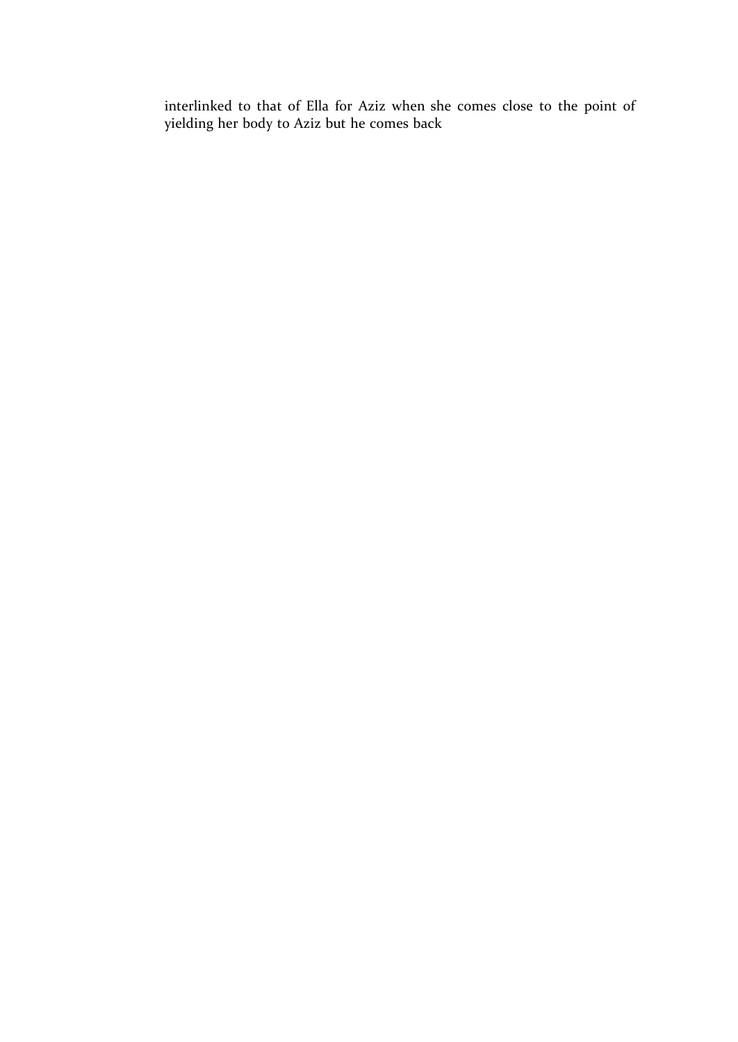interlinked to that of Ella for Aziz when she comes close to the point of yielding her body to Aziz but he comes back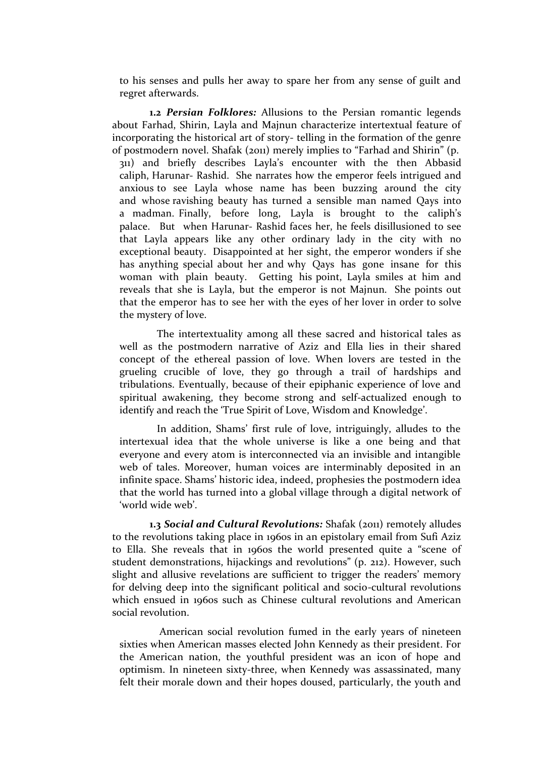to his senses and pulls her away to spare her from any sense of guilt and regret afterwards.

**1.2 *Persian Folklores:*** Allusions to the Persian romantic legends about Farhad, Shirin, Layla and Majnun characterize intertextual feature of incorporating the historical art of story- telling in the formation of the genre of postmodern novel. Shafak (2011) merely implies to "Farhad and Shirin" (p. 311) and briefly describes Layla's encounter with the then Abbasid caliph, Harunar- Rashid. She narrates how the emperor feels intrigued and anxious to see Layla whose name has been buzzing around the city and whose ravishing beauty has turned a sensible man named Qays into a madman. Finally, before long, Layla is brought to the caliph's palace. But when Harunar- Rashid faces her, he feels disillusioned to see that Layla appears like any other ordinary lady in the city with no exceptional beauty. Disappointed at her sight, the emperor wonders if she has anything special about her and why Qays has gone insane for this woman with plain beauty. Getting his point, Layla smiles at him and reveals that she is Layla, but the emperor is not Majnun. She points out that the emperor has to see her with the eyes of her lover in order to solve the mystery of love.

The intertextuality among all these sacred and historical tales as well as the postmodern narrative of Aziz and Ella lies in their shared concept of the ethereal passion of love. When lovers are tested in the grueling crucible of love, they go through a trail of hardships and tribulations. Eventually, because of their epiphanic experience of love and spiritual awakening, they become strong and self-actualized enough to identify and reach the 'True Spirit of Love, Wisdom and Knowledge'.

In addition, Shams' first rule of love, intriguingly, alludes to the intertexual idea that the whole universe is like a one being and that everyone and every atom is interconnected via an invisible and intangible web of tales. Moreover, human voices are interminably deposited in an infinite space. Shams' historic idea, indeed, prophesies the postmodern idea that the world has turned into a global village through a digital network of 'world wide web'.

**1.3 *Social and Cultural Revolutions:*** Shafak (2011) remotely alludes to the revolutions taking place in 1960s in an epistolary email from Sufi Aziz to Ella. She reveals that in 1960s the world presented quite a "scene of student demonstrations, hijackings and revolutions" (p. 212). However, such slight and allusive revelations are sufficient to trigger the readers' memory for delving deep into the significant political and socio-cultural revolutions which ensued in 1960s such as Chinese cultural revolutions and American social revolution.

American social revolution fumed in the early years of nineteen sixties when American masses elected John Kennedy as their president. For the American nation, the youthful president was an icon of hope and optimism. In nineteen sixty-three, when Kennedy was assassinated, many felt their morale down and their hopes doused, particularly, the youth and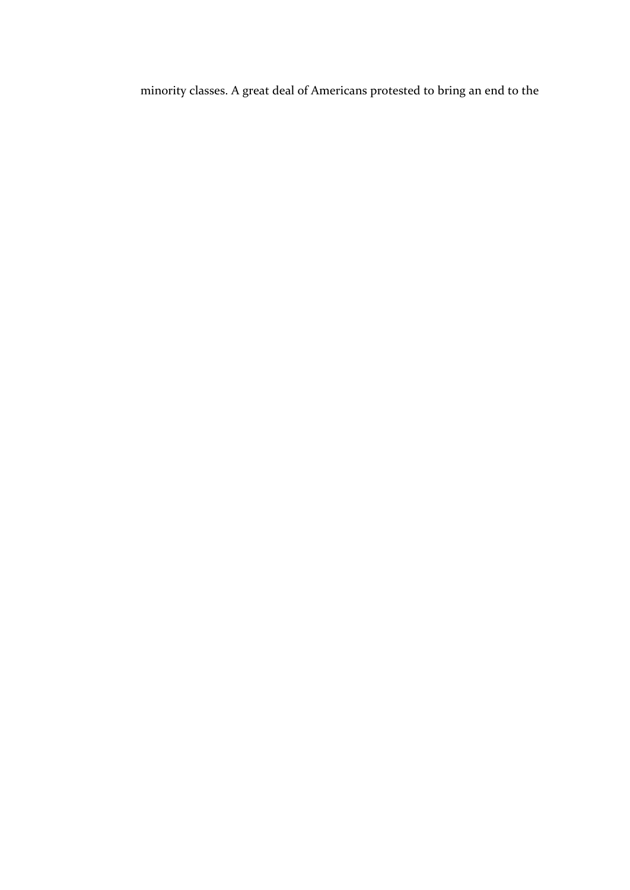minority classes. A great deal of Americans protested to bring an end to the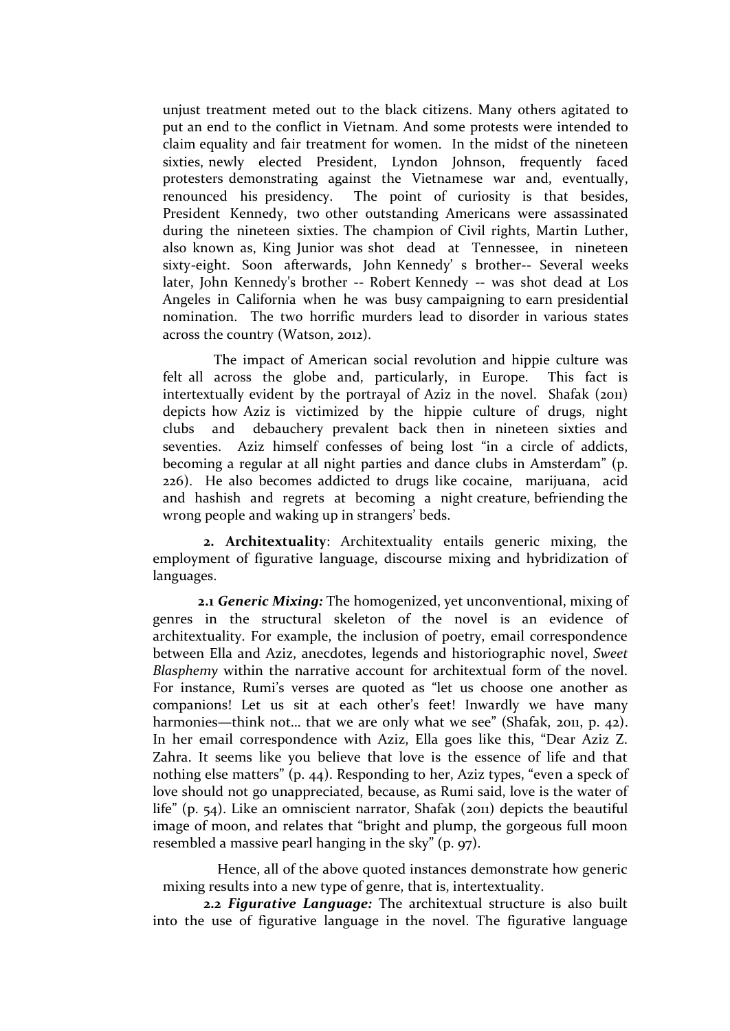unjust treatment meted out to the black citizens. Many others agitated to put an end to the conflict in Vietnam. And some protests were intended to claim equality and fair treatment for women. In the midst of the nineteen sixties, newly elected President, Lyndon Johnson, frequently faced protesters demonstrating against the Vietnamese war and, eventually, renounced his presidency. The point of curiosity is that besides, President Kennedy, two other outstanding Americans were assassinated during the nineteen sixties. The champion of Civil rights, Martin Luther, also known as, King Junior was shot dead at Tennessee, in nineteen sixty-eight. Soon afterwards, John Kennedy' s brother-- Several weeks later, John Kennedy's brother -- Robert Kennedy -- was shot dead at Los Angeles in California when he was busy campaigning to earn presidential nomination. The two horrific murders lead to disorder in various states across the country (Watson, 2012).

The impact of American social revolution and hippie culture was felt all across the globe and, particularly, in Europe. This fact is intertextually evident by the portrayal of Aziz in the novel. Shafak (2011) depicts how Aziz is victimized by the hippie culture of drugs, night clubs and debauchery prevalent back then in nineteen sixties and seventies. Aziz himself confesses of being lost "in a circle of addicts, becoming a regular at all night parties and dance clubs in Amsterdam" (p. 226). He also becomes addicted to drugs like cocaine, marijuana, acid and hashish and regrets at becoming a night creature, befriending the wrong people and waking up in strangers' beds.

**2. Architextuality**: Architextuality entails generic mixing, the employment of figurative language, discourse mixing and hybridization of languages.

**2.1 *Generic Mixing:*** The homogenized, yet unconventional, mixing of genres in the structural skeleton of the novel is an evidence of architextuality. For example, the inclusion of poetry, email correspondence between Ella and Aziz, anecdotes, legends and historiographic novel, *Sweet Blasphemy* within the narrative account for architextual form of the novel. For instance, Rumi's verses are quoted as "let us choose one another as companions! Let us sit at each other's feet! Inwardly we have many harmonies—think not… that we are only what we see" (Shafak, 2011, p. 42). In her email correspondence with Aziz, Ella goes like this, "Dear Aziz Z. Zahra. It seems like you believe that love is the essence of life and that nothing else matters" (p. 44). Responding to her, Aziz types, "even a speck of love should not go unappreciated, because, as Rumi said, love is the water of life" (p. 54). Like an omniscient narrator, Shafak (2011) depicts the beautiful image of moon, and relates that "bright and plump, the gorgeous full moon resembled a massive pearl hanging in the sky" (p. 97).

Hence, all of the above quoted instances demonstrate how generic mixing results into a new type of genre, that is, intertextuality.

**2.2 *Figurative Language:*** The architextual structure is also built into the use of figurative language in the novel. The figurative language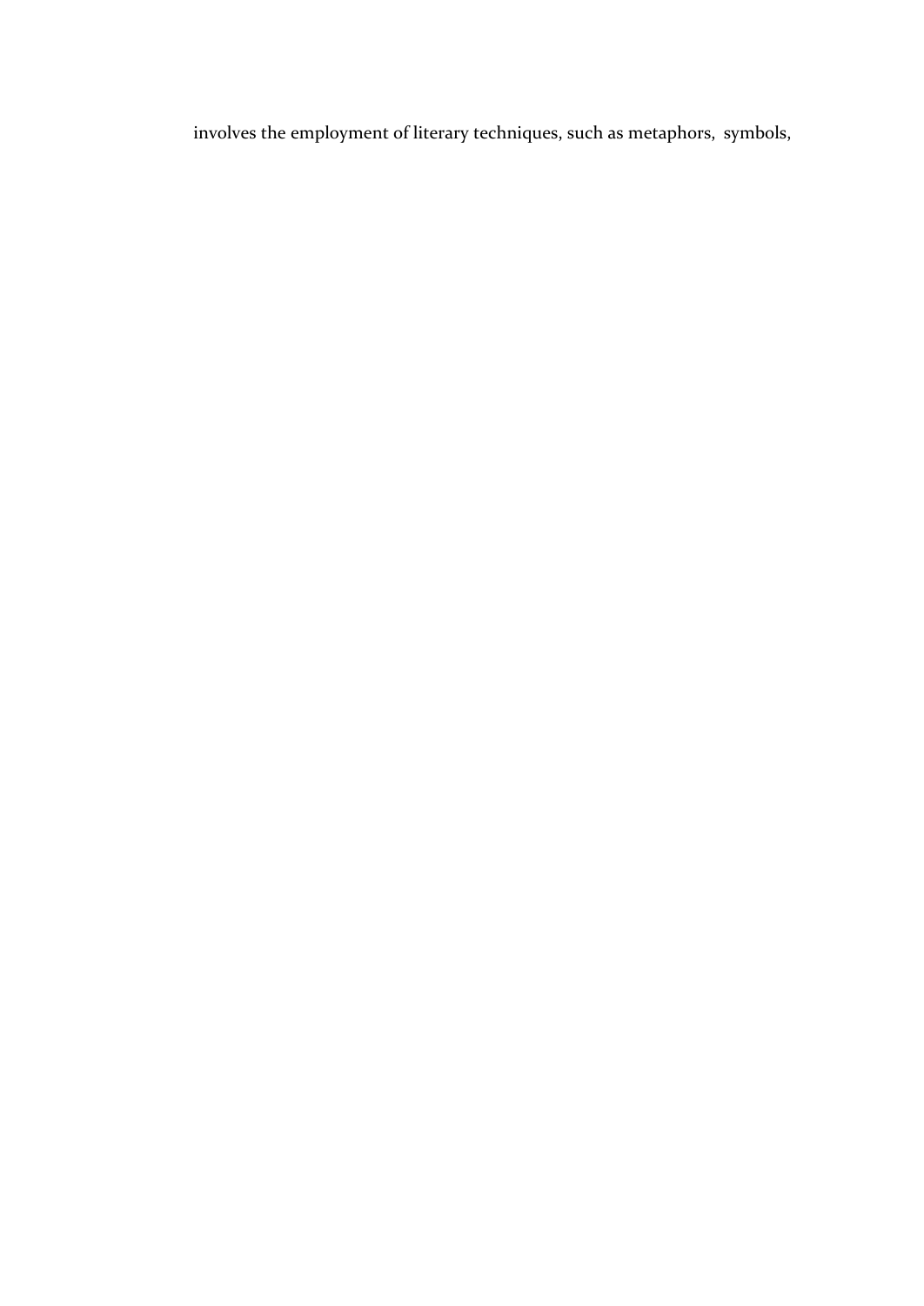involves the employment of literary techniques, such as metaphors, symbols,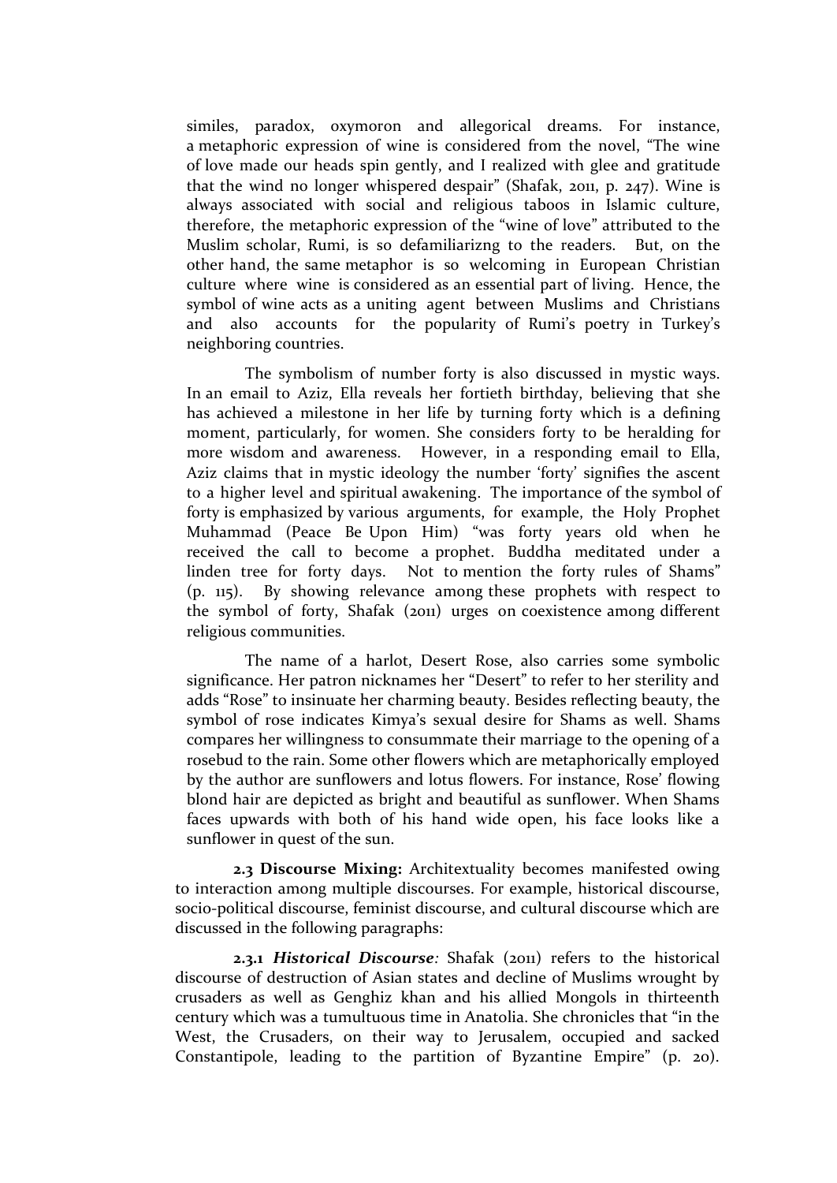similes, paradox, oxymoron and allegorical dreams. For instance, a metaphoric expression of wine is considered from the novel, "The wine of love made our heads spin gently, and I realized with glee and gratitude that the wind no longer whispered despair" (Shafak, 2011, p. 247). Wine is always associated with social and religious taboos in Islamic culture, therefore, the metaphoric expression of the "wine of love" attributed to the Muslim scholar, Rumi, is so defamiliarizng to the readers. But, on the other hand, the same metaphor is so welcoming in European Christian culture where wine is considered as an essential part of living. Hence, the symbol of wine acts as a uniting agent between Muslims and Christians and also accounts for the popularity of Rumi's poetry in Turkey's neighboring countries.

The symbolism of number forty is also discussed in mystic ways. In an email to Aziz, Ella reveals her fortieth birthday, believing that she has achieved a milestone in her life by turning forty which is a defining moment, particularly, for women. She considers forty to be heralding for more wisdom and awareness. However, in a responding email to Ella, Aziz claims that in mystic ideology the number 'forty' signifies the ascent to a higher level and spiritual awakening. The importance of the symbol of forty is emphasized by various arguments, for example, the Holy Prophet Muhammad (Peace Be Upon Him) "was forty years old when he received the call to become a prophet. Buddha meditated under a linden tree for forty days. Not to mention the forty rules of Shams" (p. 115). By showing relevance among these prophets with respect to the symbol of forty, Shafak (2011) urges on coexistence among different religious communities.

The name of a harlot, Desert Rose, also carries some symbolic significance. Her patron nicknames her "Desert" to refer to her sterility and adds "Rose" to insinuate her charming beauty. Besides reflecting beauty, the symbol of rose indicates Kimya's sexual desire for Shams as well. Shams compares her willingness to consummate their marriage to the opening of a rosebud to the rain. Some other flowers which are metaphorically employed by the author are sunflowers and lotus flowers. For instance, Rose' flowing blond hair are depicted as bright and beautiful as sunflower. When Shams faces upwards with both of his hand wide open, his face looks like a sunflower in quest of the sun.

**2.3 Discourse Mixing:** Architextuality becomes manifested owing to interaction among multiple discourses. For example, historical discourse, socio-political discourse, feminist discourse, and cultural discourse which are discussed in the following paragraphs:

**2.3.1 *Historical Discourse:*** Shafak (2011) refers to the historical discourse of destruction of Asian states and decline of Muslims wrought by crusaders as well as Genghiz khan and his allied Mongols in thirteenth century which was a tumultuous time in Anatolia. She chronicles that "in the West, the Crusaders, on their way to Jerusalem, occupied and sacked Constantipole, leading to the partition of Byzantine Empire" (p. 20).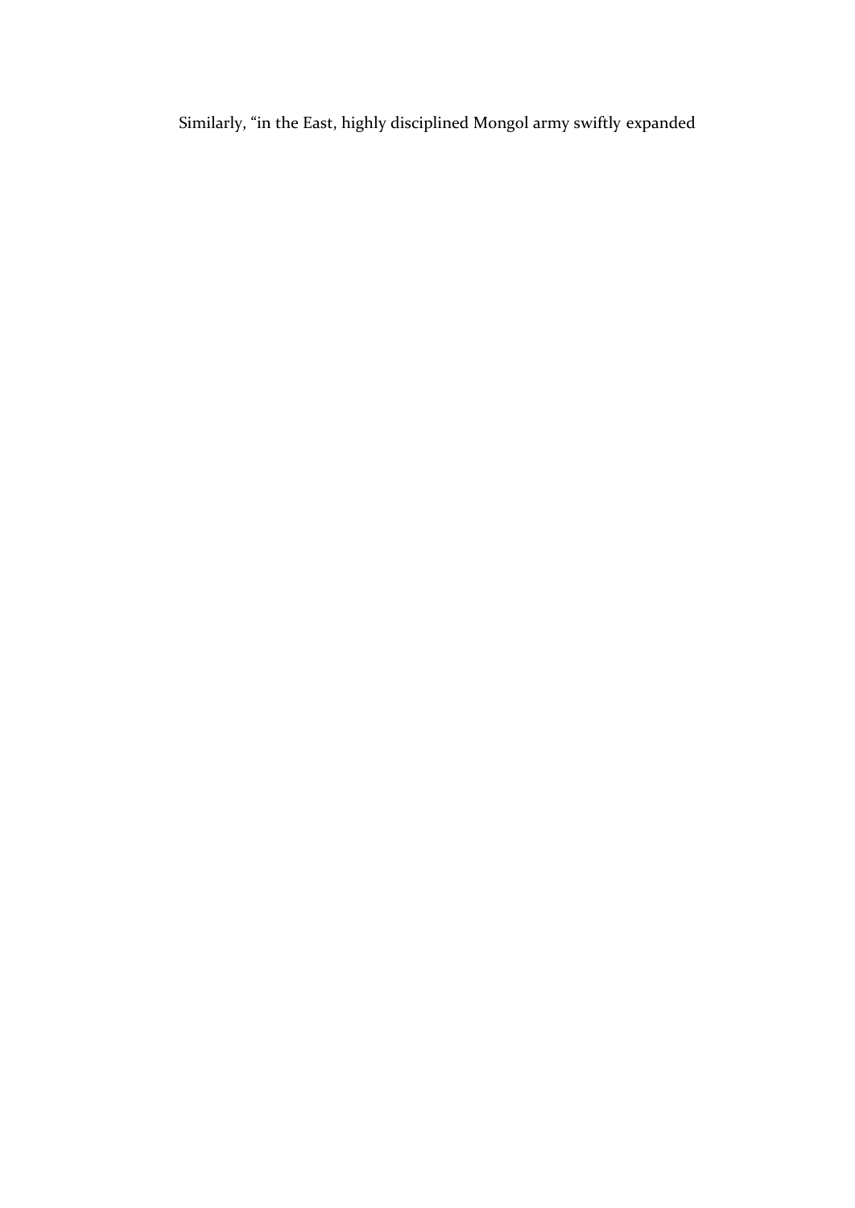Similarly, “in the East, highly disciplined Mongol army swiftly expanded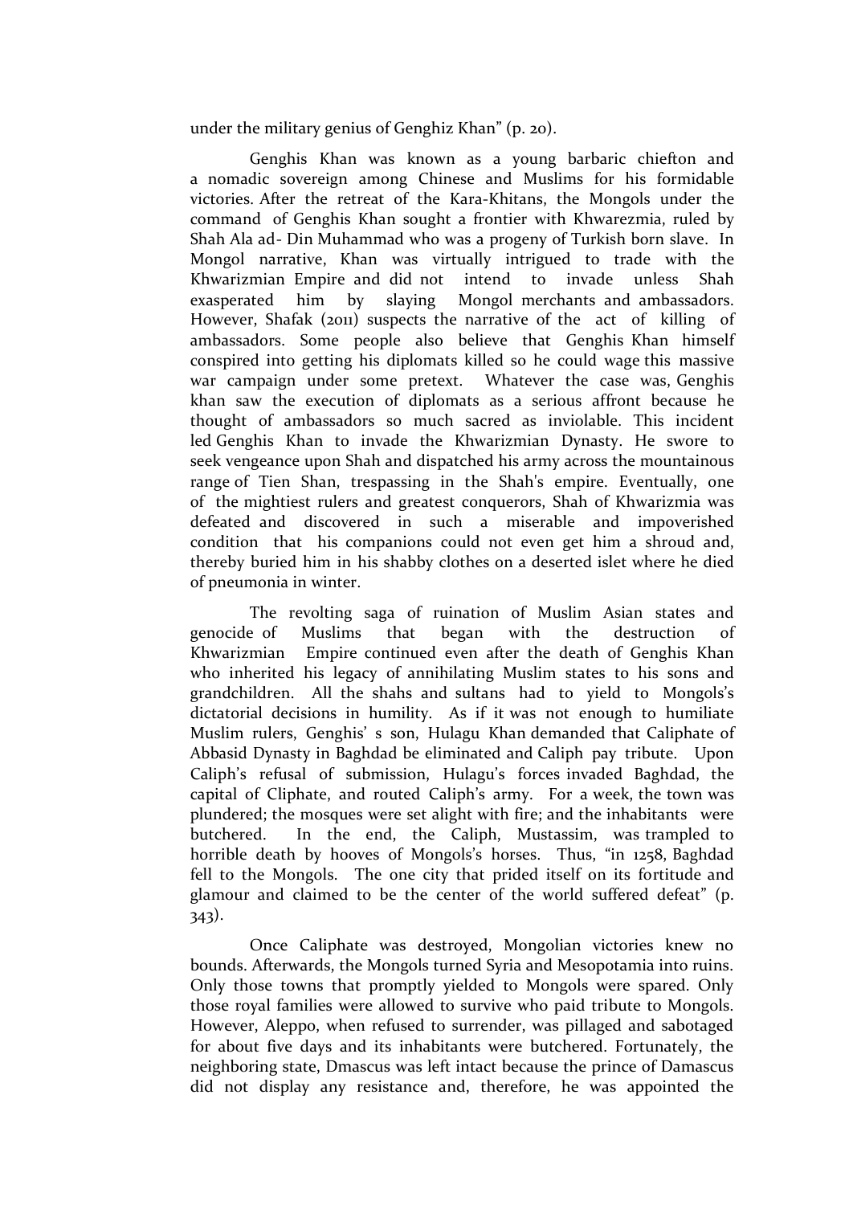under the military genius of Genghiz Khan" (p. 20).

Genghis Khan was known as a young barbaric chiefton and a nomadic sovereign among Chinese and Muslims for his formidable victories. After the retreat of the Kara-Khitans, the Mongols under the command of Genghis Khan sought a frontier with Khwarezmia, ruled by Shah Ala ad- Din Muhammad who was a progeny of Turkish born slave. In Mongol narrative, Khan was virtually intrigued to trade with the Khwarizmian Empire and did not intend to invade unless Shah exasperated him by slaying Mongol merchants and ambassadors. However, Shafak (2011) suspects the narrative of the act of killing of ambassadors. Some people also believe that Genghis Khan himself conspired into getting his diplomats killed so he could wage this massive war campaign under some pretext. Whatever the case was, Genghis khan saw the execution of diplomats as a serious affront because he thought of ambassadors so much sacred as inviolable. This incident led Genghis Khan to invade the Khwarizmian Dynasty. He swore to seek vengeance upon Shah and dispatched his army across the mountainous range of Tien Shan, trespassing in the Shah's empire. Eventually, one of the mightiest rulers and greatest conquerors, Shah of Khwarizmia was defeated and discovered in such a miserable and impoverished condition that his companions could not even get him a shroud and, thereby buried him in his shabby clothes on a deserted islet where he died of pneumonia in winter.

The revolting saga of ruination of Muslim Asian states and genocide of Muslims that began with the destruction of Khwarizmian Empire continued even after the death of Genghis Khan who inherited his legacy of annihilating Muslim states to his sons and grandchildren. All the shahs and sultans had to yield to Mongols's dictatorial decisions in humility. As if it was not enough to humiliate Muslim rulers, Genghis' s son, Hulagu Khan demanded that Caliphate of Abbasid Dynasty in Baghdad be eliminated and Caliph pay tribute. Upon Caliph's refusal of submission, Hulagu's forces invaded Baghdad, the capital of Cliphate, and routed Caliph's army. For a week, the town was plundered; the mosques were set alight with fire; and the inhabitants were butchered. In the end, the Caliph, Mustassim, was trampled to horrible death by hooves of Mongols's horses. Thus, "in 1258, Baghdad fell to the Mongols. The one city that prided itself on its fortitude and glamour and claimed to be the center of the world suffered defeat" (p. 343).

Once Caliphate was destroyed, Mongolian victories knew no bounds. Afterwards, the Mongols turned Syria and Mesopotamia into ruins. Only those towns that promptly yielded to Mongols were spared. Only those royal families were allowed to survive who paid tribute to Mongols. However, Aleppo, when refused to surrender, was pillaged and sabotaged for about five days and its inhabitants were butchered. Fortunately, the neighboring state, Dmascus was left intact because the prince of Damascus did not display any resistance and, therefore, he was appointed the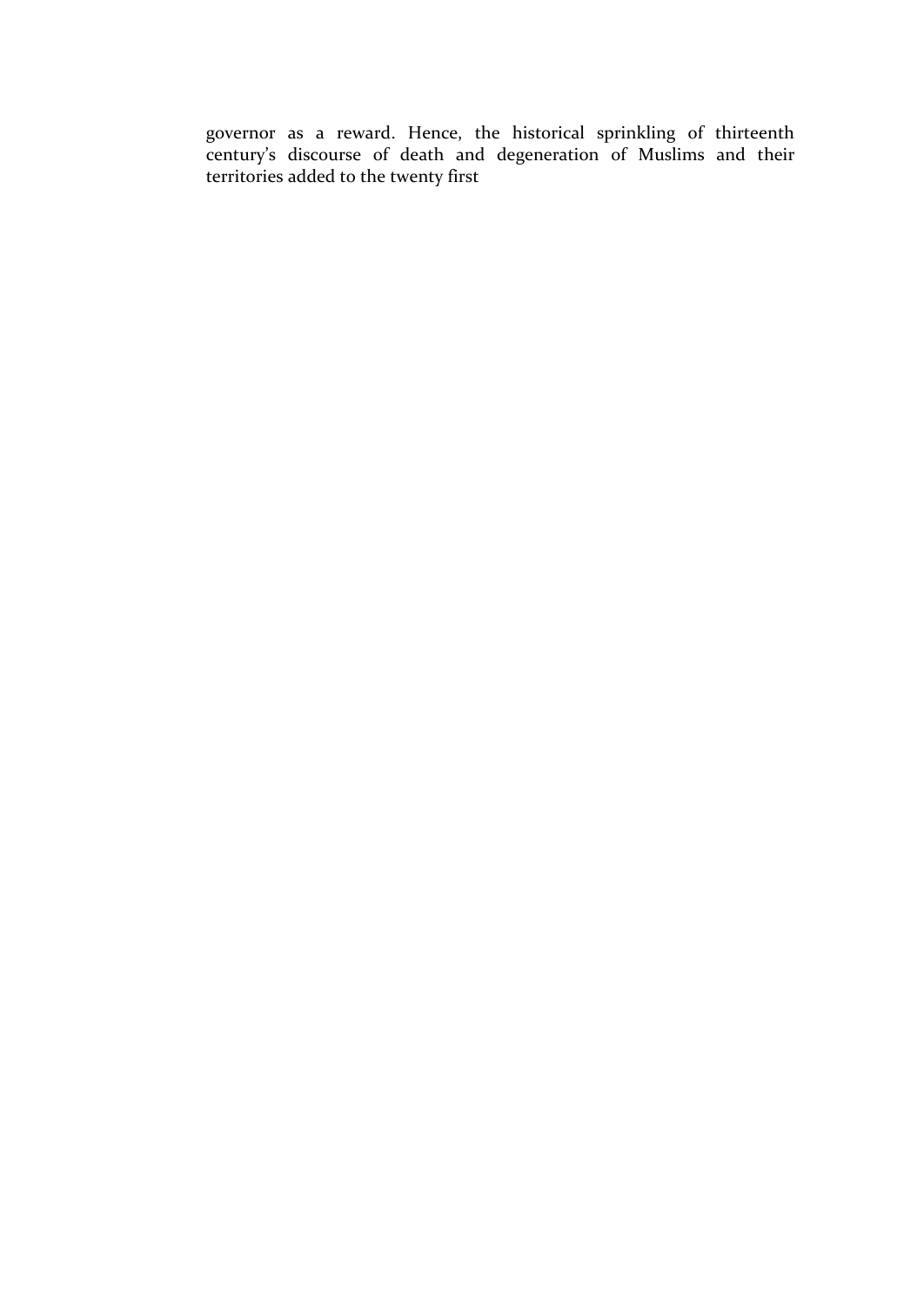governor as a reward. Hence, the historical sprinkling of thirteenth century's discourse of death and degeneration of Muslims and their territories added to the twenty first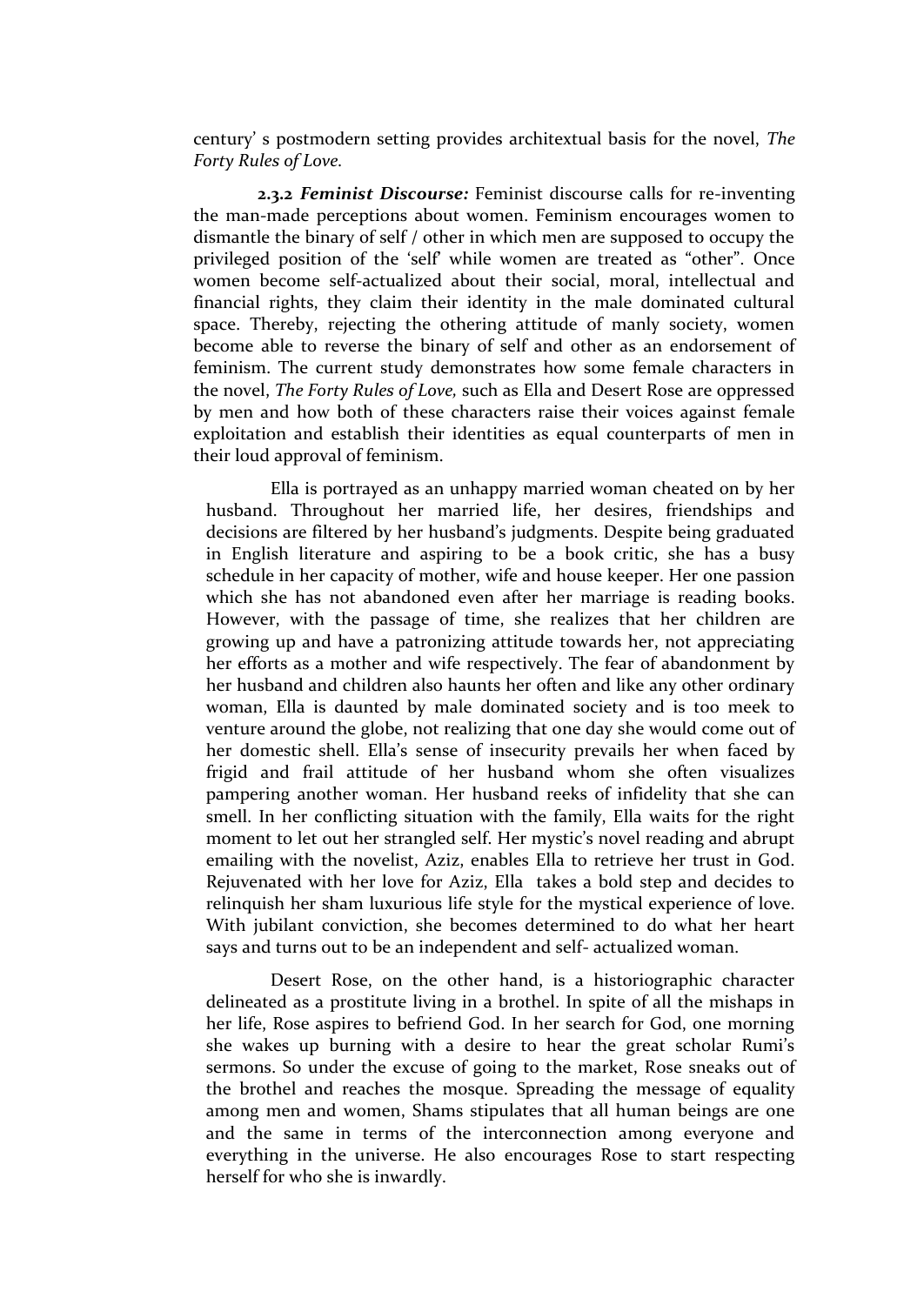century' s postmodern setting provides architextual basis for the novel, *The Forty Rules of Love.*

**2.3.2 *Feminist Discourse:*** Feminist discourse calls for re-inventing the man-made perceptions about women. Feminism encourages women to dismantle the binary of self / other in which men are supposed to occupy the privileged position of the 'self' while women are treated as "other". Once women become self-actualized about their social, moral, intellectual and financial rights, they claim their identity in the male dominated cultural space. Thereby, rejecting the othering attitude of manly society, women become able to reverse the binary of self and other as an endorsement of feminism. The current study demonstrates how some female characters in the novel, *The Forty Rules of Love,* such as Ella and Desert Rose are oppressed by men and how both of these characters raise their voices against female exploitation and establish their identities as equal counterparts of men in their loud approval of feminism.

Ella is portrayed as an unhappy married woman cheated on by her husband. Throughout her married life, her desires, friendships and decisions are filtered by her husband's judgments. Despite being graduated in English literature and aspiring to be a book critic, she has a busy schedule in her capacity of mother, wife and house keeper. Her one passion which she has not abandoned even after her marriage is reading books. However, with the passage of time, she realizes that her children are growing up and have a patronizing attitude towards her, not appreciating her efforts as a mother and wife respectively. The fear of abandonment by her husband and children also haunts her often and like any other ordinary woman, Ella is daunted by male dominated society and is too meek to venture around the globe, not realizing that one day she would come out of her domestic shell. Ella's sense of insecurity prevails her when faced by frigid and frail attitude of her husband whom she often visualizes pampering another woman. Her husband reeks of infidelity that she can smell. In her conflicting situation with the family, Ella waits for the right moment to let out her strangled self. Her mystic's novel reading and abrupt emailing with the novelist, Aziz, enables Ella to retrieve her trust in God. Rejuvenated with her love for Aziz, Ella takes a bold step and decides to relinquish her sham luxurious life style for the mystical experience of love. With jubilant conviction, she becomes determined to do what her heart says and turns out to be an independent and self- actualized woman.

Desert Rose, on the other hand, is a historiographic character delineated as a prostitute living in a brothel. In spite of all the mishaps in her life, Rose aspires to befriend God. In her search for God, one morning she wakes up burning with a desire to hear the great scholar Rumi's sermons. So under the excuse of going to the market, Rose sneaks out of the brothel and reaches the mosque. Spreading the message of equality among men and women, Shams stipulates that all human beings are one and the same in terms of the interconnection among everyone and everything in the universe. He also encourages Rose to start respecting herself for who she is inwardly.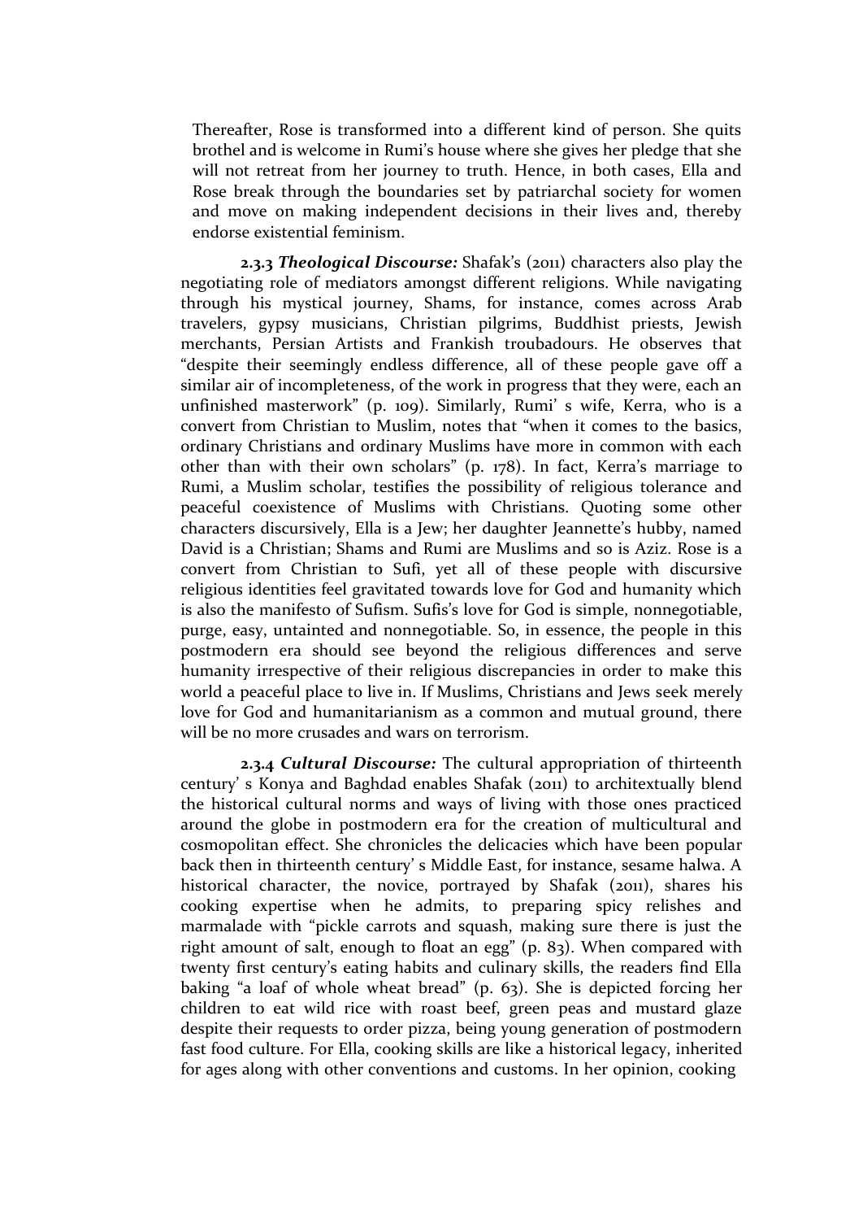Thereafter, Rose is transformed into a different kind of person. She quits brothel and is welcome in Rumi's house where she gives her pledge that she will not retreat from her journey to truth. Hence, in both cases, Ella and Rose break through the boundaries set by patriarchal society for women and move on making independent decisions in their lives and, thereby endorse existential feminism.

**2.3.3 *Theological Discourse:*** Shafak's (2011) characters also play the negotiating role of mediators amongst different religions. While navigating through his mystical journey, Shams, for instance, comes across Arab travelers, gypsy musicians, Christian pilgrims, Buddhist priests, Jewish merchants, Persian Artists and Frankish troubadours. He observes that "despite their seemingly endless difference, all of these people gave off a similar air of incompleteness, of the work in progress that they were, each an unfinished masterwork" (p. 109). Similarly, Rumi' s wife, Kerra, who is a convert from Christian to Muslim, notes that "when it comes to the basics, ordinary Christians and ordinary Muslims have more in common with each other than with their own scholars" (p. 178). In fact, Kerra's marriage to Rumi, a Muslim scholar, testifies the possibility of religious tolerance and peaceful coexistence of Muslims with Christians. Quoting some other characters discursively, Ella is a Jew; her daughter Jeannette's hubby, named David is a Christian; Shams and Rumi are Muslims and so is Aziz. Rose is a convert from Christian to Sufi, yet all of these people with discursive religious identities feel gravitated towards love for God and humanity which is also the manifesto of Sufism. Sufis's love for God is simple, nonnegotiable, purge, easy, untainted and nonnegotiable. So, in essence, the people in this postmodern era should see beyond the religious differences and serve humanity irrespective of their religious discrepancies in order to make this world a peaceful place to live in. If Muslims, Christians and Jews seek merely love for God and humanitarianism as a common and mutual ground, there will be no more crusades and wars on terrorism.

**2.3.4 *Cultural Discourse:*** The cultural appropriation of thirteenth century' s Konya and Baghdad enables Shafak (2011) to architextually blend the historical cultural norms and ways of living with those ones practiced around the globe in postmodern era for the creation of multicultural and cosmopolitan effect. She chronicles the delicacies which have been popular back then in thirteenth century' s Middle East, for instance, sesame halwa. A historical character, the novice, portrayed by Shafak (2011), shares his cooking expertise when he admits, to preparing spicy relishes and marmalade with "pickle carrots and squash, making sure there is just the right amount of salt, enough to float an egg" (p. 83). When compared with twenty first century's eating habits and culinary skills, the readers find Ella baking "a loaf of whole wheat bread" (p. 63). She is depicted forcing her children to eat wild rice with roast beef, green peas and mustard glaze despite their requests to order pizza, being young generation of postmodern fast food culture. For Ella, cooking skills are like a historical legacy, inherited for ages along with other conventions and customs. In her opinion, cooking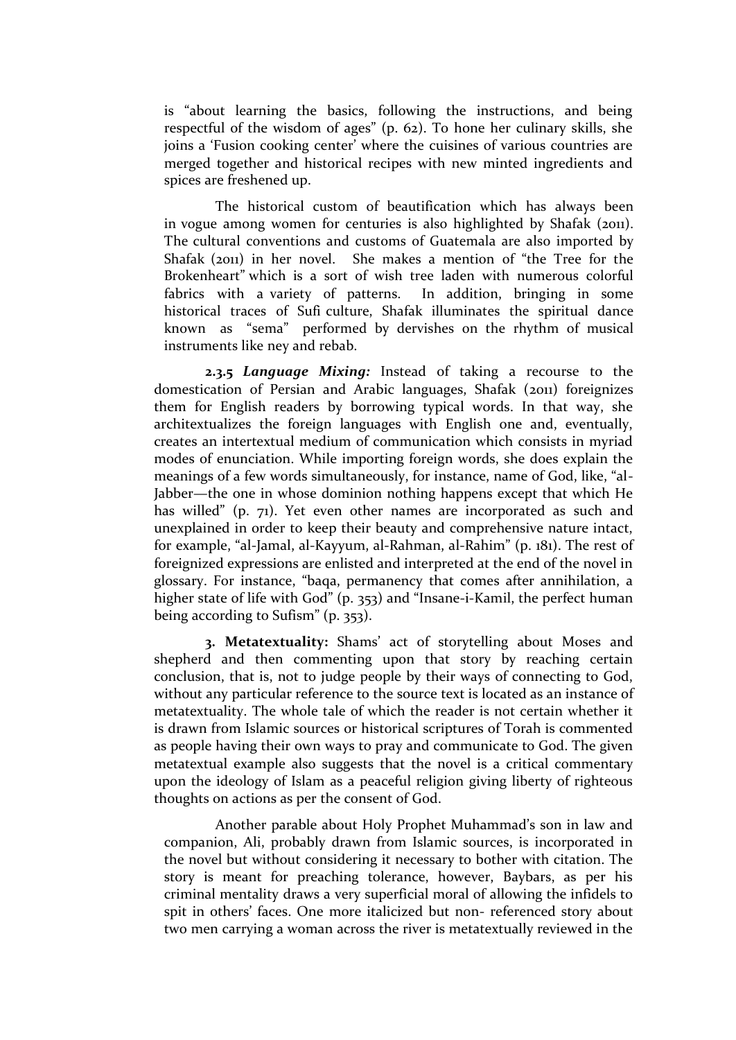is "about learning the basics, following the instructions, and being respectful of the wisdom of ages" (p. 62). To hone her culinary skills, she joins a 'Fusion cooking center' where the cuisines of various countries are merged together and historical recipes with new minted ingredients and spices are freshened up.

The historical custom of beautification which has always been in vogue among women for centuries is also highlighted by Shafak (2011). The cultural conventions and customs of Guatemala are also imported by Shafak (2011) in her novel. She makes a mention of "the Tree for the Brokenheart" which is a sort of wish tree laden with numerous colorful fabrics with a variety of patterns. In addition, bringing in some historical traces of Sufi culture, Shafak illuminates the spiritual dance known as "sema" performed by dervishes on the rhythm of musical instruments like ney and rebab.

**2.3.5** ***Language Mixing:*** Instead of taking a recourse to the domestication of Persian and Arabic languages, Shafak (2011) foreignizes them for English readers by borrowing typical words. In that way, she architextualizes the foreign languages with English one and, eventually, creates an intertextual medium of communication which consists in myriad modes of enunciation. While importing foreign words, she does explain the meanings of a few words simultaneously, for instance, name of God, like, "al-Jabber—the one in whose dominion nothing happens except that which He has willed" (p. 71). Yet even other names are incorporated as such and unexplained in order to keep their beauty and comprehensive nature intact, for example, "al-Jamal, al-Kayyum, al-Rahman, al-Rahim" (p. 181). The rest of foreignized expressions are enlisted and interpreted at the end of the novel in glossary. For instance, "baqa, permanency that comes after annihilation, a higher state of life with God" (p. 353) and "Insane-i-Kamil, the perfect human being according to Sufism" (p. 353).

**3. Metatextuality:** Shams' act of storytelling about Moses and shepherd and then commenting upon that story by reaching certain conclusion, that is, not to judge people by their ways of connecting to God, without any particular reference to the source text is located as an instance of metatextuality. The whole tale of which the reader is not certain whether it is drawn from Islamic sources or historical scriptures of Torah is commented as people having their own ways to pray and communicate to God. The given metatextual example also suggests that the novel is a critical commentary upon the ideology of Islam as a peaceful religion giving liberty of righteous thoughts on actions as per the consent of God.

Another parable about Holy Prophet Muhammad's son in law and companion, Ali, probably drawn from Islamic sources, is incorporated in the novel but without considering it necessary to bother with citation. The story is meant for preaching tolerance, however, Baybars, as per his criminal mentality draws a very superficial moral of allowing the infidels to spit in others' faces. One more italicized but non- referenced story about two men carrying a woman across the river is metatextually reviewed in the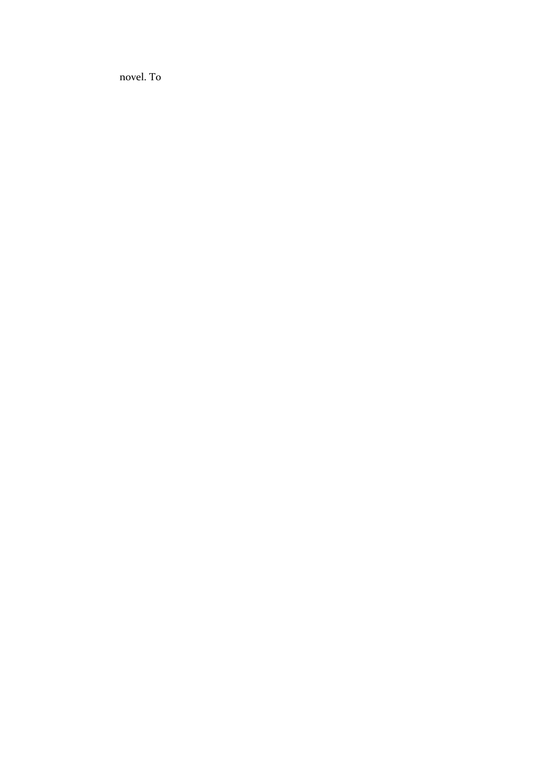novel. To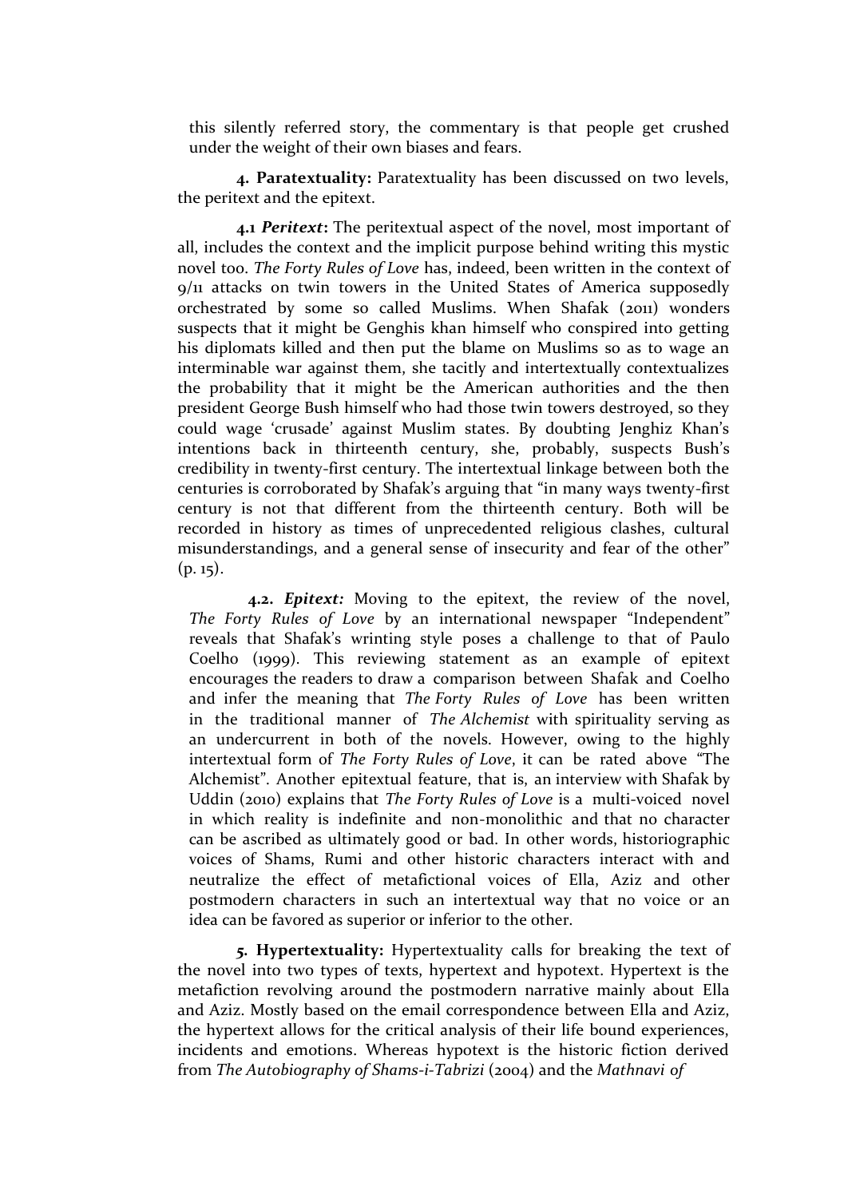this silently referred story, the commentary is that people get crushed under the weight of their own biases and fears.

**4. Paratextuality:** Paratextuality has been discussed on two levels, the peritext and the epitext.

**4.1** ***Peritext*****:** The peritextual aspect of the novel, most important of all, includes the context and the implicit purpose behind writing this mystic novel too. *The Forty Rules of Love* has, indeed, been written in the context of 9/11 attacks on twin towers in the United States of America supposedly orchestrated by some so called Muslims. When Shafak (2011) wonders suspects that it might be Genghis khan himself who conspired into getting his diplomats killed and then put the blame on Muslims so as to wage an interminable war against them, she tacitly and intertextually contextualizes the probability that it might be the American authorities and the then president George Bush himself who had those twin towers destroyed, so they could wage 'crusade' against Muslim states. By doubting Jenghiz Khan's intentions back in thirteenth century, she, probably, suspects Bush's credibility in twenty-first century. The intertextual linkage between both the centuries is corroborated by Shafak's arguing that "in many ways twenty-first century is not that different from the thirteenth century. Both will be recorded in history as times of unprecedented religious clashes, cultural misunderstandings, and a general sense of insecurity and fear of the other" (p. 15).

**4.2.** ***Epitext:*** Moving to the epitext, the review of the novel, *The Forty Rules of Love* by an international newspaper "Independent" reveals that Shafak's wrinting style poses a challenge to that of Paulo Coelho (1999). This reviewing statement as an example of epitext encourages the readers to draw a comparison between Shafak and Coelho and infer the meaning that *The Forty Rules of Love* has been written in the traditional manner of *The Alchemist* with spirituality serving as an undercurrent in both of the novels. However, owing to the highly intertextual form of *The Forty Rules of Love*, it can be rated above "The Alchemist". Another epitextual feature, that is, an interview with Shafak by Uddin (2010) explains that *The Forty Rules of Love* is a multi-voiced novel in which reality is indefinite and non-monolithic and that no character can be ascribed as ultimately good or bad. In other words, historiographic voices of Shams, Rumi and other historic characters interact with and neutralize the effect of metafictional voices of Ella, Aziz and other postmodern characters in such an intertextual way that no voice or an idea can be favored as superior or inferior to the other.

**5. Hypertextuality:** Hypertextuality calls for breaking the text of the novel into two types of texts, hypertext and hypotext. Hypertext is the metafiction revolving around the postmodern narrative mainly about Ella and Aziz. Mostly based on the email correspondence between Ella and Aziz, the hypertext allows for the critical analysis of their life bound experiences, incidents and emotions. Whereas hypotext is the historic fiction derived from *The Autobiography of Shams-i-Tabrizi* (2004) and the *Mathnavi of*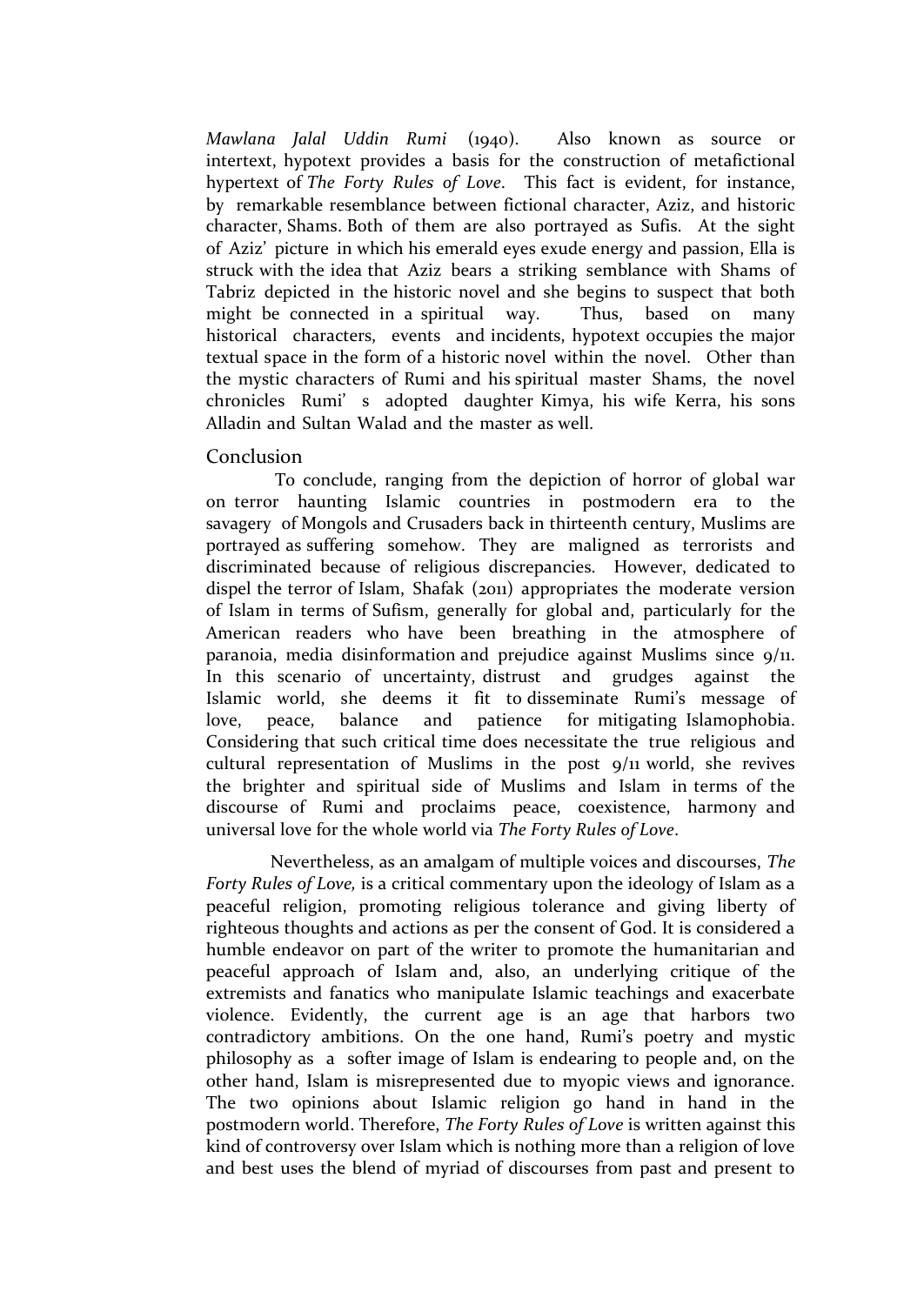*Mawlana Jalal Uddin Rumi* (1940). Also known as source or intertext, hypotext provides a basis for the construction of metafictional hypertext of *The Forty Rules of Love*. This fact is evident, for instance, by remarkable resemblance between fictional character, Aziz, and historic character, Shams. Both of them are also portrayed as Sufis. At the sight of Aziz' picture in which his emerald eyes exude energy and passion, Ella is struck with the idea that Aziz bears a striking semblance with Shams of Tabriz depicted in the historic novel and she begins to suspect that both might be connected in a spiritual way. Thus, based on many historical characters, events and incidents, hypotext occupies the major textual space in the form of a historic novel within the novel. Other than the mystic characters of Rumi and his spiritual master Shams, the novel chronicles Rumi' s adopted daughter Kimya, his wife Kerra, his sons Alladin and Sultan Walad and the master as well.

## Conclusion

To conclude, ranging from the depiction of horror of global war on terror haunting Islamic countries in postmodern era to the savagery of Mongols and Crusaders back in thirteenth century, Muslims are portrayed as suffering somehow. They are maligned as terrorists and discriminated because of religious discrepancies. However, dedicated to dispel the terror of Islam, Shafak (2011) appropriates the moderate version of Islam in terms of Sufism, generally for global and, particularly for the American readers who have been breathing in the atmosphere of paranoia, media disinformation and prejudice against Muslims since 9/11. In this scenario of uncertainty, distrust and grudges against the Islamic world, she deems it fit to disseminate Rumi's message of love, peace, balance and patience for mitigating Islamophobia. Considering that such critical time does necessitate the true religious and cultural representation of Muslims in the post 9/11 world, she revives the brighter and spiritual side of Muslims and Islam in terms of the discourse of Rumi and proclaims peace, coexistence, harmony and universal love for the whole world via *The Forty Rules of Love*.

Nevertheless, as an amalgam of multiple voices and discourses, *The Forty Rules of Love,* is a critical commentary upon the ideology of Islam as a peaceful religion, promoting religious tolerance and giving liberty of righteous thoughts and actions as per the consent of God. It is considered a humble endeavor on part of the writer to promote the humanitarian and peaceful approach of Islam and, also, an underlying critique of the extremists and fanatics who manipulate Islamic teachings and exacerbate violence. Evidently, the current age is an age that harbors two contradictory ambitions. On the one hand, Rumi's poetry and mystic philosophy as a softer image of Islam is endearing to people and, on the other hand, Islam is misrepresented due to myopic views and ignorance. The two opinions about Islamic religion go hand in hand in the postmodern world. Therefore, *The Forty Rules of Love* is written against this kind of controversy over Islam which is nothing more than a religion of love and best uses the blend of myriad of discourses from past and present to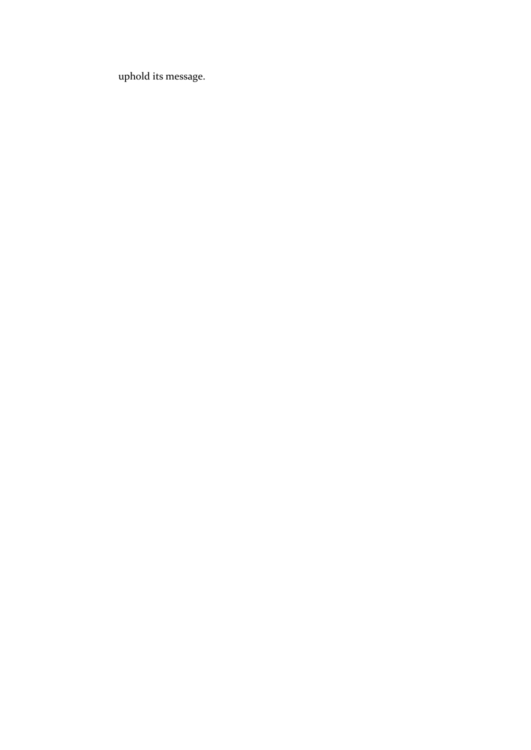uphold its message.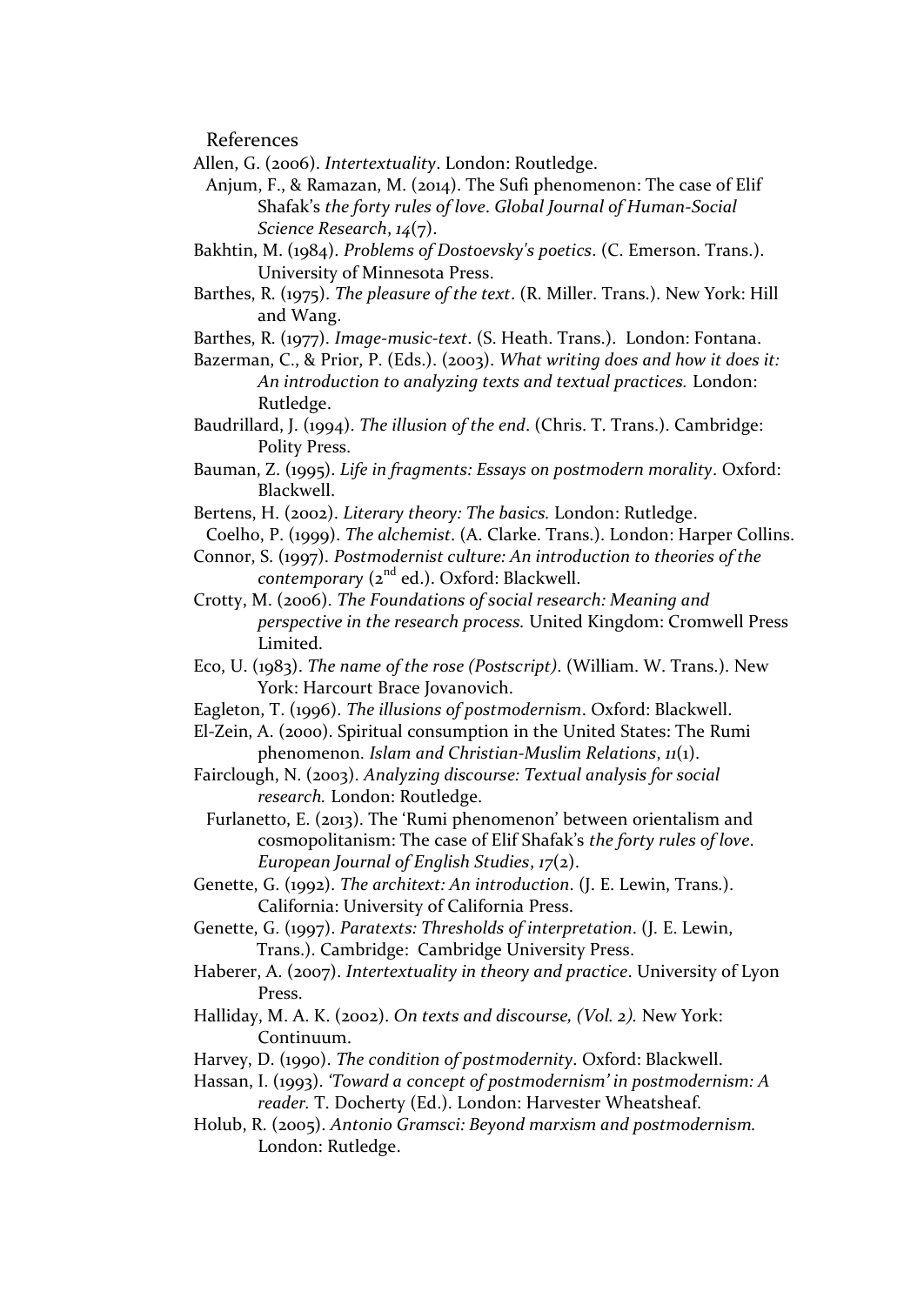## References

Allen, G. (2006). *Intertextuality*. London: Routledge.

Anjum, F., & Ramazan, M. (2014). The Sufi phenomenon: The case of Elif Shafak's *the forty rules of love*. *Global Journal of Human-Social Science Research*, *14*(7).

Bakhtin, M. (1984). *Problems of Dostoevsky's poetics*. (C. Emerson. Trans.). University of Minnesota Press.

Barthes, R. (1975). *The pleasure of the text*. (R. Miller. Trans.). New York: Hill and Wang.

Barthes, R. (1977). *Image-music-text*. (S. Heath. Trans.). London: Fontana.

Bazerman, C., & Prior, P. (Eds.). (2003). *What writing does and how it does it: An introduction to analyzing texts and textual practices.* London: Rutledge.

Baudrillard, J. (1994). *The illusion of the end*. (Chris. T. Trans.). Cambridge: Polity Press.

Bauman, Z. (1995). *Life in fragments: Essays on postmodern morality*. Oxford: Blackwell.

Bertens, H. (2002). *Literary theory: The basics.* London: Rutledge.

Coelho, P. (1999). *The alchemist*. (A. Clarke. Trans.). London: Harper Collins.

Connor, S. (1997). *Postmodernist culture: An introduction to theories of the contemporary* (2nd ed.). Oxford: Blackwell.

Crotty, M. (2006). *The Foundations of social research: Meaning and perspective in the research process.* United Kingdom: Cromwell Press Limited.

Eco, U. (1983). *The name of the rose (Postscript)*. (William. W. Trans.). New York: Harcourt Brace Jovanovich.

Eagleton, T. (1996). *The illusions of postmodernism*. Oxford: Blackwell.

El-Zein, A. (2000). Spiritual consumption in the United States: The Rumi phenomenon. *Islam and Christian-Muslim Relations*, *11*(1).

Fairclough, N. (2003). *Analyzing discourse: Textual analysis for social research.* London: Routledge.

Furlanetto, E. (2013). The 'Rumi phenomenon' between orientalism and cosmopolitanism: The case of Elif Shafak's *the forty rules of love*. *European Journal of English Studies*, *17*(2).

Genette, G. (1992). *The architext: An introduction*. (J. E. Lewin, Trans.). California: University of California Press.

Genette, G. (1997). *Paratexts: Thresholds of interpretation*. (J. E. Lewin, Trans.). Cambridge: Cambridge University Press.

Haberer, A. (2007). *Intertextuality in theory and practice*. University of Lyon Press.

Halliday, M. A. K. (2002). *On texts and discourse, (Vol. 2).* New York: Continuum.

Harvey, D. (1990). *The condition of postmodernity*. Oxford: Blackwell.

Hassan, I. (1993). *'Toward a concept of postmodernism' in postmodernism: A reader.* T. Docherty (Ed.). London: Harvester Wheatsheaf.

Holub, R. (2005). *Antonio Gramsci: Beyond marxism and postmodernism.* London: Rutledge.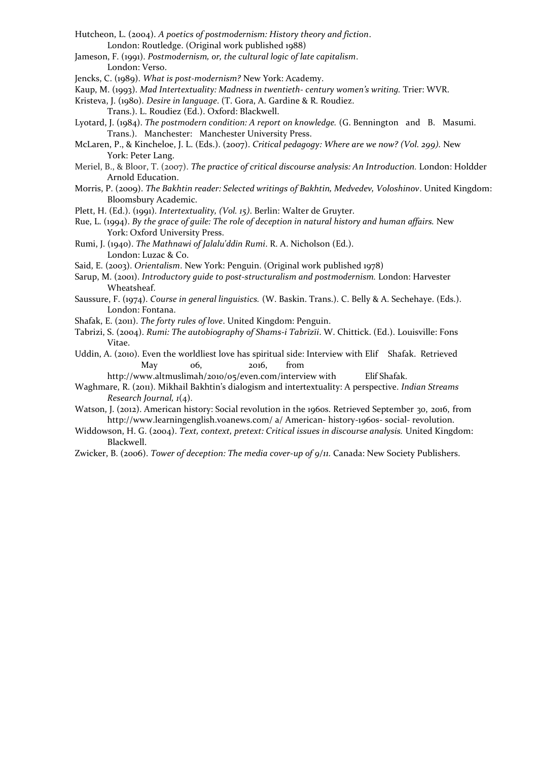Hutcheon, L. (2004). *A poetics of postmodernism: History theory and fiction*. London: Routledge. (Original work published 1988)

Jameson, F. (1991). *Postmodernism, or, the cultural logic of late capitalism*. London: Verso.

Jencks, C. (1989). *What is post-modernism?* New York: Academy.

Kaup, M. (1993). *Mad Intertextuality: Madness in twentieth- century women's writing.* Trier: WVR.

Kristeva, J. (1980). *Desire in language*. (T. Gora, A. Gardine & R. Roudiez. Trans.). L. Roudiez (Ed.). Oxford: Blackwell.

Lyotard, J. (1984). *The postmodern condition: A report on knowledge.* (G. Bennington and B. Masumi. Trans.). Manchester: Manchester University Press.

McLaren, P., & Kincheloe, J. L. (Eds.). (2007). *Critical pedagogy: Where are we now? (Vol. 299).* New York: Peter Lang.

Meriel, B., & Bloor, T. (2007). *The practice of critical discourse analysis: An Introduction.* London: Holdder Arnold Education.

Morris, P. (2009). *The Bakhtin reader: Selected writings of Bakhtin, Medvedev, Voloshinov*. United Kingdom: Bloomsbury Academic.

Plett, H. (Ed.). (1991). *Intertextuality, (Vol. 15).* Berlin: Walter de Gruyter.

Rue, L. (1994). *By the grace of guile: The role of deception in natural history and human affairs.* New York: Oxford University Press.

Rumi, J. (1940). *The Mathnawi of Jalalu'ddin Rumi*. R. A. Nicholson (Ed.). London: Luzac & Co.

Said, E. (2003). *Orientalism*. New York: Penguin. (Original work published 1978)

Sarup, M. (2001). *Introductory guide to post-structuralism and postmodernism.* London: Harvester Wheatsheaf.

Saussure, F. (1974). *Course in general linguistics.* (W. Baskin. Trans.). C. Belly & A. Sechehaye. (Eds.). London: Fontana.

Shafak, E. (2011). *The forty rules of love*. United Kingdom: Penguin.

Tabrizi, S. (2004). *Rumi: The autobiography of Shams-i Tabrīzī*. W. Chittick. (Ed.). Louisville: Fons Vitae.

Uddin, A. (2010). Even the worldliest love has spiritual side: Interview with Elif Shafak. Retrieved May 06, 2016, from http://www.altmuslimah/2010/05/even.com/interview with Elif Shafak.

Waghmare, R. (2011). Mikhail Bakhtin's dialogism and intertextuality: A perspective. *Indian Streams Research Journal, 1*(4).

Watson, J. (2012). American history: Social revolution in the 1960s. Retrieved September 30, 2016, from http://www.learningenglish.voanews.com/ a/ American- history-1960s- social- revolution.

Widdowson, H. G. (2004). *Text, context, pretext: Critical issues in discourse analysis.* United Kingdom: Blackwell.

Zwicker, B. (2006). *Tower of deception: The media cover-up of 9/11.* Canada: New Society Publishers.